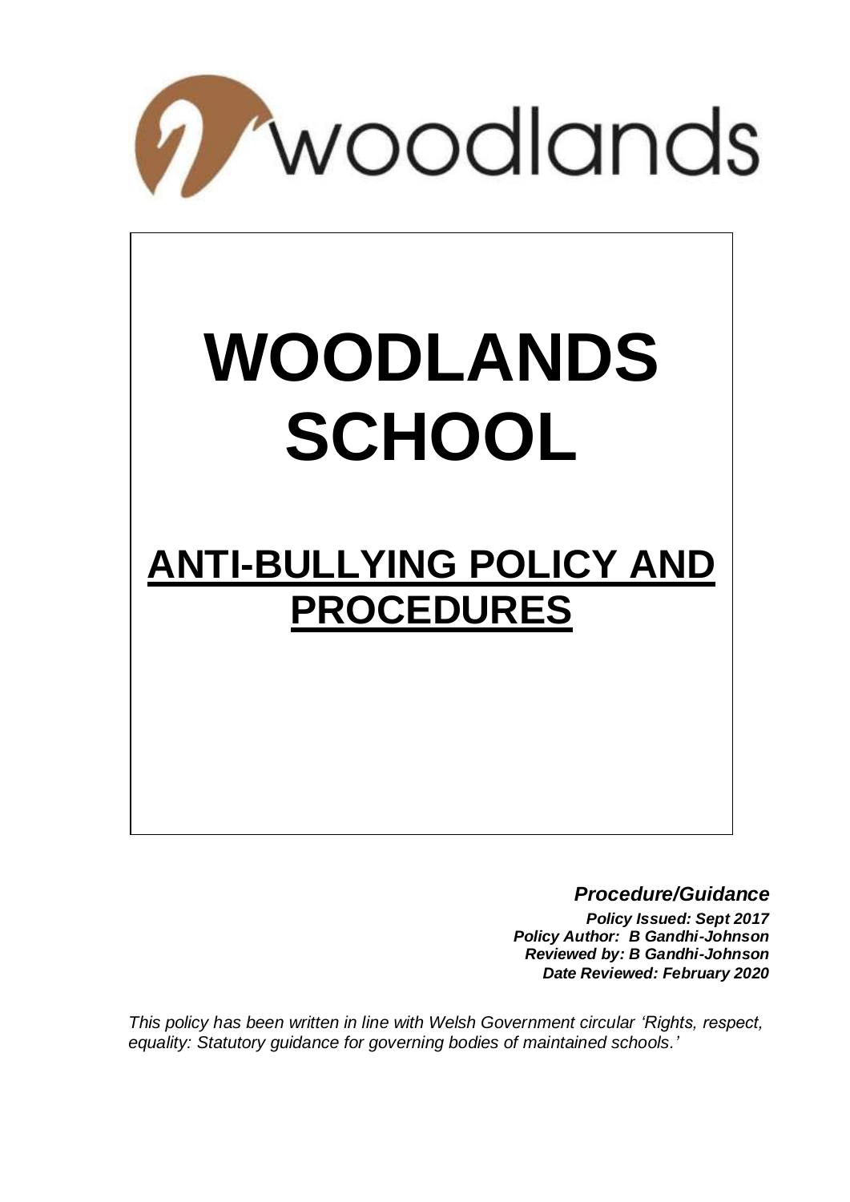woodlands

# WOODLANDS SCHOOL

## ANTI-BULLYING POLICY AND PROCEDURES

***Procedure/Guidance***

***Policy Issued: Sept 2017***
***Policy Author: B Gandhi-Johnson***
***Reviewed by: B Gandhi-Johnson***
***Date Reviewed: February 2020***

*This policy has been written in line with Welsh Government circular 'Rights, respect, equality: Statutory guidance for governing bodies of maintained schools.'*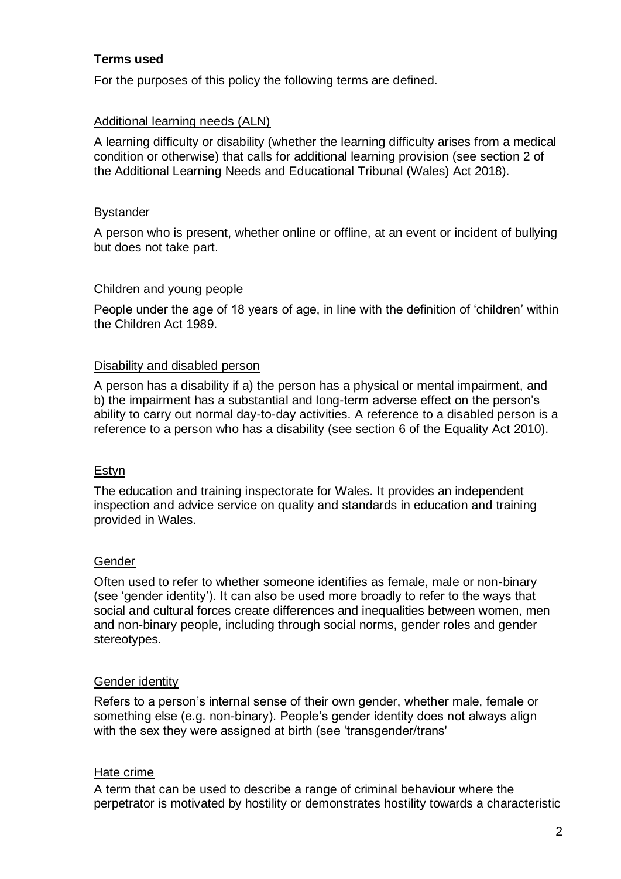**Terms used**

For the purposes of this policy the following terms are defined.

Additional learning needs (ALN)

A learning difficulty or disability (whether the learning difficulty arises from a medical condition or otherwise) that calls for additional learning provision (see section 2 of the Additional Learning Needs and Educational Tribunal (Wales) Act 2018).

Bystander

A person who is present, whether online or offline, at an event or incident of bullying but does not take part.

Children and young people

People under the age of 18 years of age, in line with the definition of 'children' within the Children Act 1989.

Disability and disabled person

A person has a disability if a) the person has a physical or mental impairment, and b) the impairment has a substantial and long-term adverse effect on the person's ability to carry out normal day-to-day activities. A reference to a disabled person is a reference to a person who has a disability (see section 6 of the Equality Act 2010).

Estyn

The education and training inspectorate for Wales. It provides an independent inspection and advice service on quality and standards in education and training provided in Wales.

Gender

Often used to refer to whether someone identifies as female, male or non-binary (see 'gender identity'). It can also be used more broadly to refer to the ways that social and cultural forces create differences and inequalities between women, men and non-binary people, including through social norms, gender roles and gender stereotypes.

Gender identity

Refers to a person's internal sense of their own gender, whether male, female or something else (e.g. non-binary). People's gender identity does not always align with the sex they were assigned at birth (see 'transgender/trans'

Hate crime

A term that can be used to describe a range of criminal behaviour where the perpetrator is motivated by hostility or demonstrates hostility towards a characteristic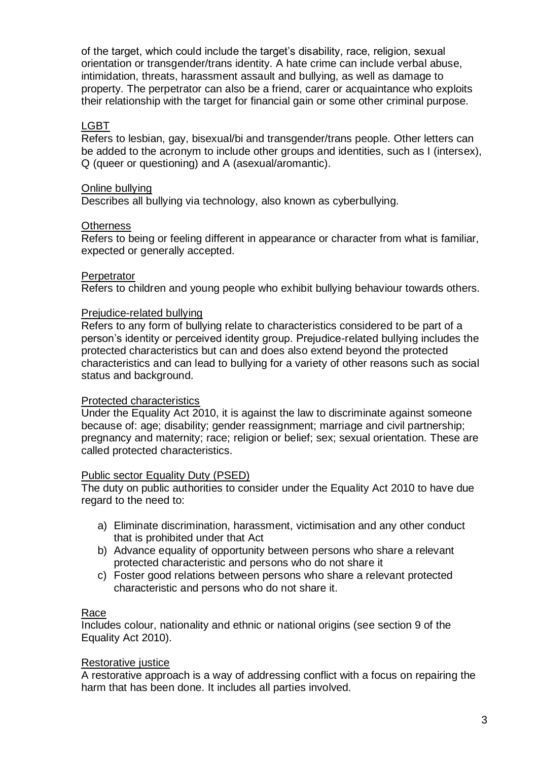of the target, which could include the target's disability, race, religion, sexual orientation or transgender/trans identity. A hate crime can include verbal abuse, intimidation, threats, harassment assault and bullying, as well as damage to property. The perpetrator can also be a friend, carer or acquaintance who exploits their relationship with the target for financial gain or some other criminal purpose.

<u>LGBT</u>
Refers to lesbian, gay, bisexual/bi and transgender/trans people. Other letters can be added to the acronym to include other groups and identities, such as I (intersex), Q (queer or questioning) and A (asexual/aromantic).

<u>Online bullying</u>
Describes all bullying via technology, also known as cyberbullying.

<u>Otherness</u>
Refers to being or feeling different in appearance or character from what is familiar, expected or generally accepted.

<u>Perpetrator</u>
Refers to children and young people who exhibit bullying behaviour towards others.

<u>Prejudice-related bullying</u>
Refers to any form of bullying relate to characteristics considered to be part of a person's identity or perceived identity group. Prejudice-related bullying includes the protected characteristics but can and does also extend beyond the protected characteristics and can lead to bullying for a variety of other reasons such as social status and background.

<u>Protected characteristics</u>
Under the Equality Act 2010, it is against the law to discriminate against someone because of: age; disability; gender reassignment; marriage and civil partnership; pregnancy and maternity; race; religion or belief; sex; sexual orientation. These are called protected characteristics.

<u>Public sector Equality Duty (PSED)</u>
The duty on public authorities to consider under the Equality Act 2010 to have due regard to the need to:

a) Eliminate discrimination, harassment, victimisation and any other conduct that is prohibited under that Act
b) Advance equality of opportunity between persons who share a relevant protected characteristic and persons who do not share it
c) Foster good relations between persons who share a relevant protected characteristic and persons who do not share it.

<u>Race</u>
Includes colour, nationality and ethnic or national origins (see section 9 of the Equality Act 2010).

<u>Restorative justice</u>
A restorative approach is a way of addressing conflict with a focus on repairing the harm that has been done. It includes all parties involved.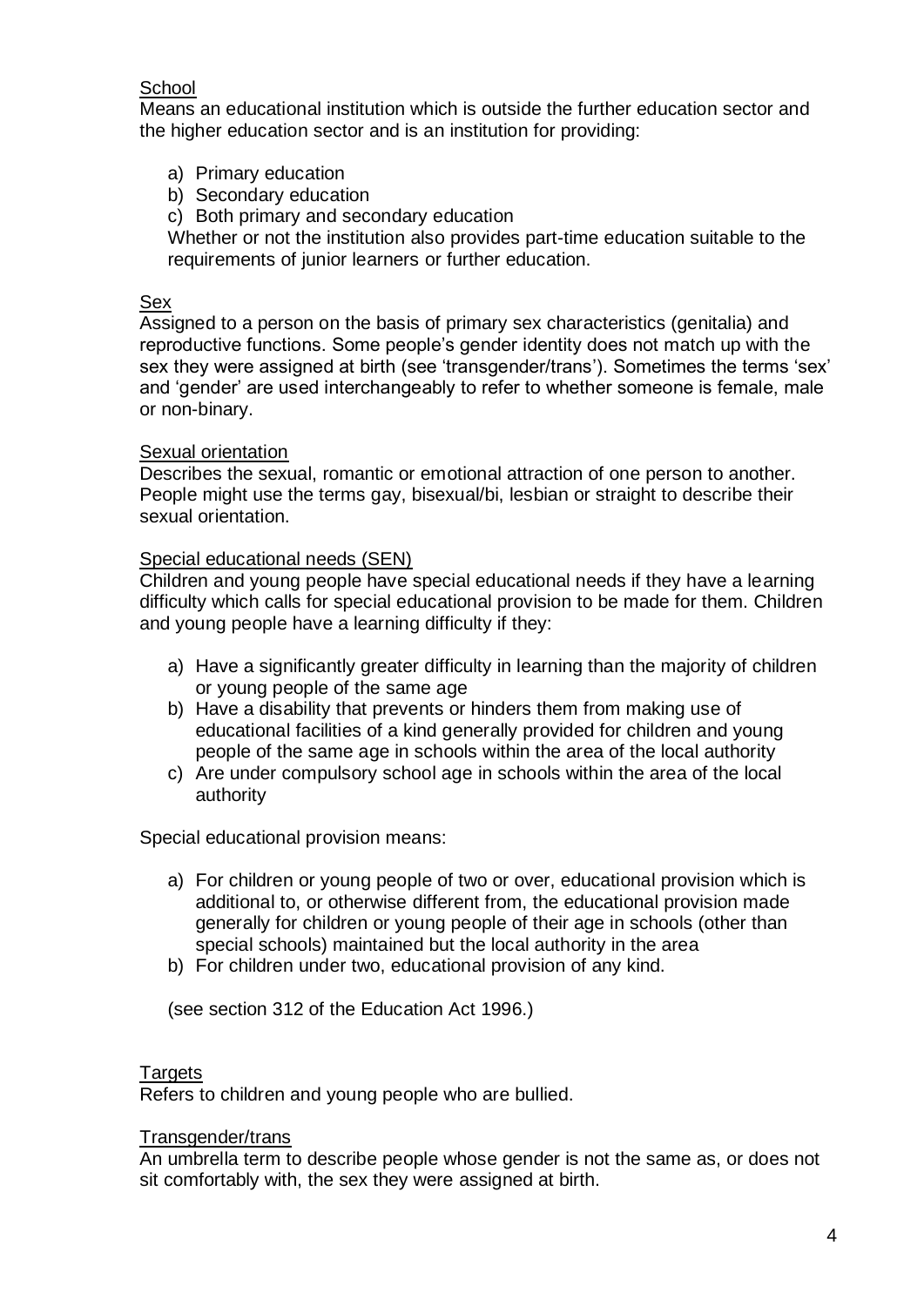School

Means an educational institution which is outside the further education sector and the higher education sector and is an institution for providing:

a) Primary education
b) Secondary education
c) Both primary and secondary education

Whether or not the institution also provides part-time education suitable to the requirements of junior learners or further education.

Sex

Assigned to a person on the basis of primary sex characteristics (genitalia) and reproductive functions. Some people's gender identity does not match up with the sex they were assigned at birth (see 'transgender/trans'). Sometimes the terms 'sex' and 'gender' are used interchangeably to refer to whether someone is female, male or non-binary.

Sexual orientation

Describes the sexual, romantic or emotional attraction of one person to another. People might use the terms gay, bisexual/bi, lesbian or straight to describe their sexual orientation.

Special educational needs (SEN)

Children and young people have special educational needs if they have a learning difficulty which calls for special educational provision to be made for them. Children and young people have a learning difficulty if they:

a) Have a significantly greater difficulty in learning than the majority of children or young people of the same age
b) Have a disability that prevents or hinders them from making use of educational facilities of a kind generally provided for children and young people of the same age in schools within the area of the local authority
c) Are under compulsory school age in schools within the area of the local authority

Special educational provision means:

a) For children or young people of two or over, educational provision which is additional to, or otherwise different from, the educational provision made generally for children or young people of their age in schools (other than special schools) maintained but the local authority in the area
b) For children under two, educational provision of any kind.

(see section 312 of the Education Act 1996.)

Targets

Refers to children and young people who are bullied.

Transgender/trans

An umbrella term to describe people whose gender is not the same as, or does not sit comfortably with, the sex they were assigned at birth.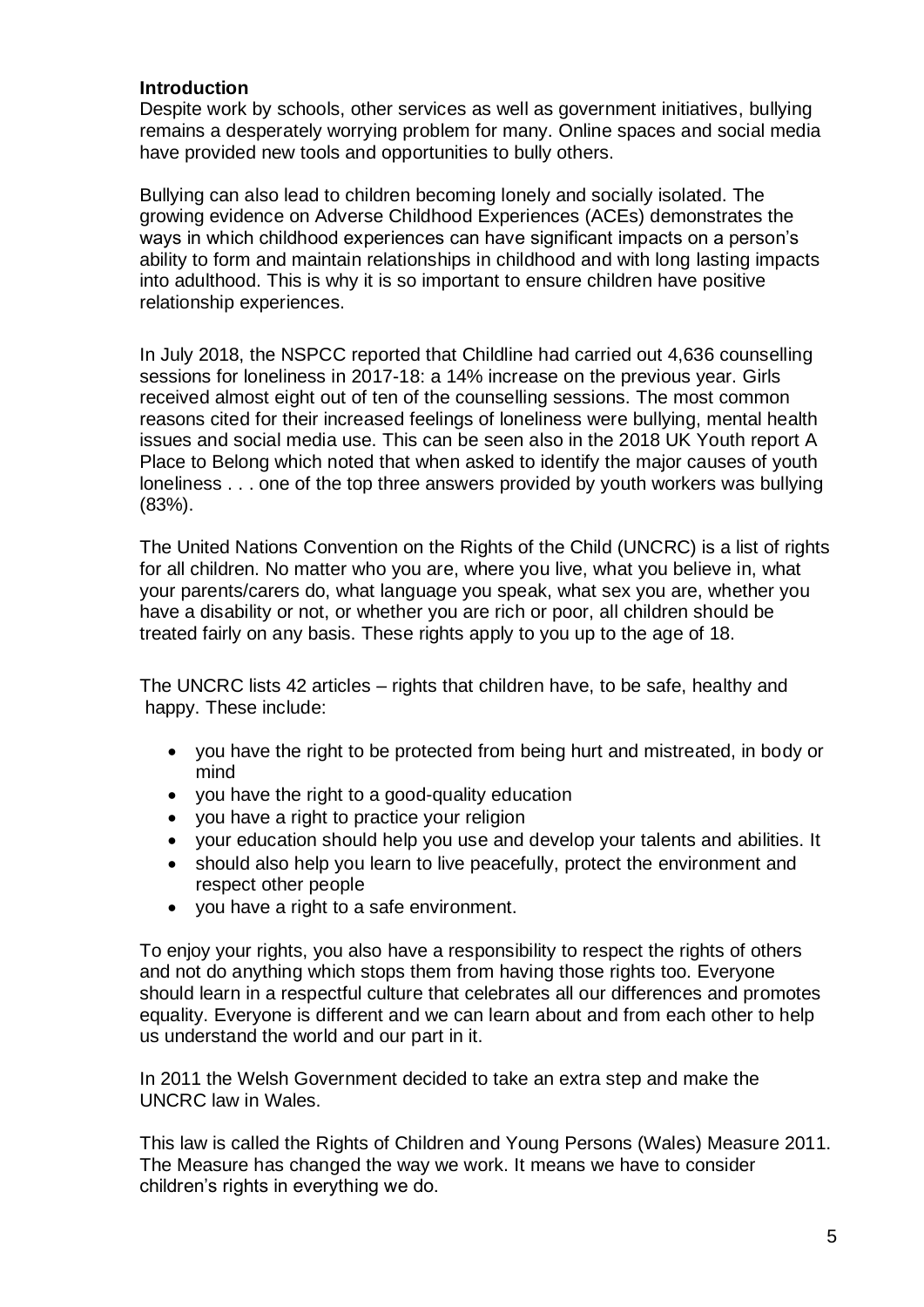**Introduction**

Despite work by schools, other services as well as government initiatives, bullying remains a desperately worrying problem for many. Online spaces and social media have provided new tools and opportunities to bully others.

Bullying can also lead to children becoming lonely and socially isolated. The growing evidence on Adverse Childhood Experiences (ACEs) demonstrates the ways in which childhood experiences can have significant impacts on a person's ability to form and maintain relationships in childhood and with long lasting impacts into adulthood. This is why it is so important to ensure children have positive relationship experiences.

In July 2018, the NSPCC reported that Childline had carried out 4,636 counselling sessions for loneliness in 2017-18: a 14% increase on the previous year. Girls received almost eight out of ten of the counselling sessions. The most common reasons cited for their increased feelings of loneliness were bullying, mental health issues and social media use. This can be seen also in the 2018 UK Youth report A Place to Belong which noted that when asked to identify the major causes of youth loneliness . . . one of the top three answers provided by youth workers was bullying (83%).

The United Nations Convention on the Rights of the Child (UNCRC) is a list of rights for all children. No matter who you are, where you live, what you believe in, what your parents/carers do, what language you speak, what sex you are, whether you have a disability or not, or whether you are rich or poor, all children should be treated fairly on any basis. These rights apply to you up to the age of 18.

The UNCRC lists 42 articles – rights that children have, to be safe, healthy and happy. These include:

- you have the right to be protected from being hurt and mistreated, in body or mind
- you have the right to a good-quality education
- you have a right to practice your religion
- your education should help you use and develop your talents and abilities. It
- should also help you learn to live peacefully, protect the environment and respect other people
- you have a right to a safe environment.

To enjoy your rights, you also have a responsibility to respect the rights of others and not do anything which stops them from having those rights too. Everyone should learn in a respectful culture that celebrates all our differences and promotes equality. Everyone is different and we can learn about and from each other to help us understand the world and our part in it.

In 2011 the Welsh Government decided to take an extra step and make the UNCRC law in Wales.

This law is called the Rights of Children and Young Persons (Wales) Measure 2011. The Measure has changed the way we work. It means we have to consider children's rights in everything we do.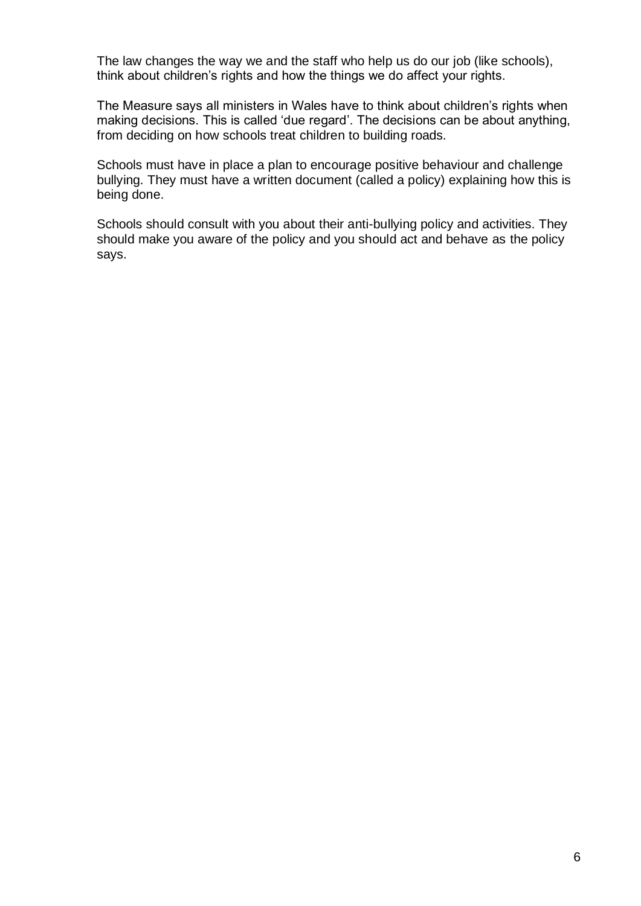The law changes the way we and the staff who help us do our job (like schools), think about children's rights and how the things we do affect your rights.

The Measure says all ministers in Wales have to think about children's rights when making decisions. This is called 'due regard'. The decisions can be about anything, from deciding on how schools treat children to building roads.

Schools must have in place a plan to encourage positive behaviour and challenge bullying. They must have a written document (called a policy) explaining how this is being done.

Schools should consult with you about their anti-bullying policy and activities. They should make you aware of the policy and you should act and behave as the policy says.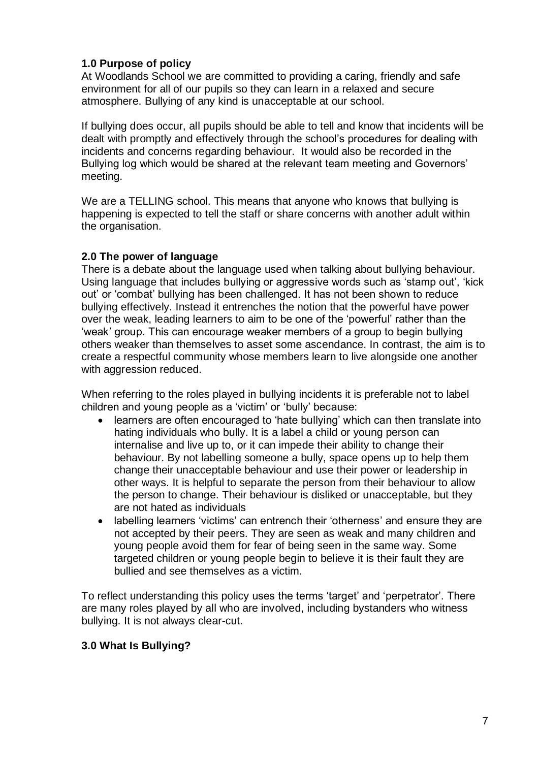### 1.0 Purpose of policy

At Woodlands School we are committed to providing a caring, friendly and safe environment for all of our pupils so they can learn in a relaxed and secure atmosphere. Bullying of any kind is unacceptable at our school.

If bullying does occur, all pupils should be able to tell and know that incidents will be dealt with promptly and effectively through the school's procedures for dealing with incidents and concerns regarding behaviour. It would also be recorded in the Bullying log which would be shared at the relevant team meeting and Governors' meeting.

We are a TELLING school. This means that anyone who knows that bullying is happening is expected to tell the staff or share concerns with another adult within the organisation.

### 2.0 The power of language

There is a debate about the language used when talking about bullying behaviour. Using language that includes bullying or aggressive words such as 'stamp out', 'kick out' or 'combat' bullying has been challenged. It has not been shown to reduce bullying effectively. Instead it entrenches the notion that the powerful have power over the weak, leading learners to aim to be one of the 'powerful' rather than the 'weak' group. This can encourage weaker members of a group to begin bullying others weaker than themselves to asset some ascendance. In contrast, the aim is to create a respectful community whose members learn to live alongside one another with aggression reduced.

When referring to the roles played in bullying incidents it is preferable not to label children and young people as a 'victim' or 'bully' because:

- learners are often encouraged to 'hate bullying' which can then translate into hating individuals who bully. It is a label a child or young person can internalise and live up to, or it can impede their ability to change their behaviour. By not labelling someone a bully, space opens up to help them change their unacceptable behaviour and use their power or leadership in other ways. It is helpful to separate the person from their behaviour to allow the person to change. Their behaviour is disliked or unacceptable, but they are not hated as individuals
- labelling learners 'victims' can entrench their 'otherness' and ensure they are not accepted by their peers. They are seen as weak and many children and young people avoid them for fear of being seen in the same way. Some targeted children or young people begin to believe it is their fault they are bullied and see themselves as a victim.

To reflect understanding this policy uses the terms 'target' and 'perpetrator'. There are many roles played by all who are involved, including bystanders who witness bullying. It is not always clear-cut.

### 3.0 What Is Bullying?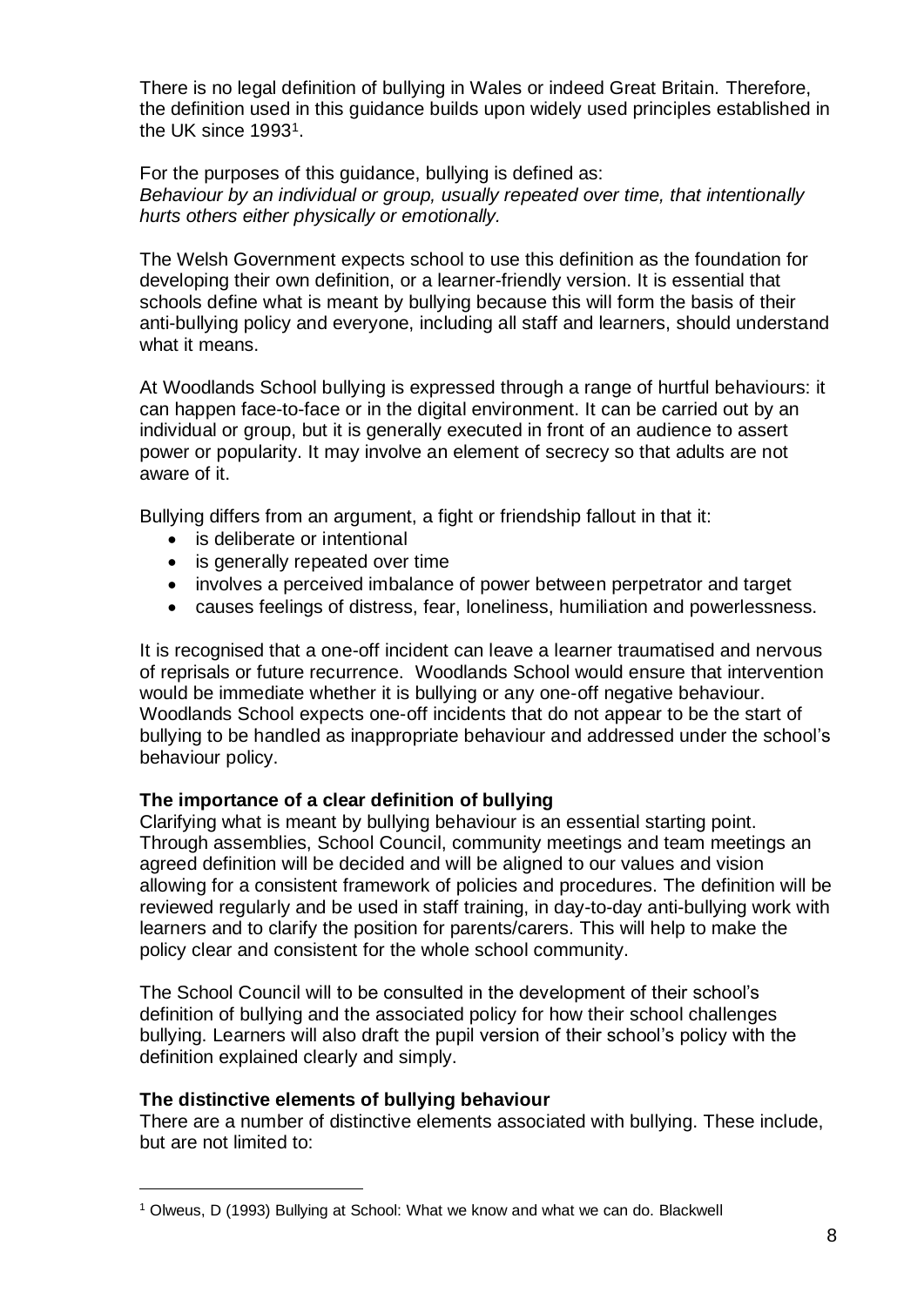There is no legal definition of bullying in Wales or indeed Great Britain. Therefore, the definition used in this guidance builds upon widely used principles established in the UK since 1993[1].

For the purposes of this guidance, bullying is defined as:
*Behaviour by an individual or group, usually repeated over time, that intentionally hurts others either physically or emotionally.*

The Welsh Government expects school to use this definition as the foundation for developing their own definition, or a learner-friendly version. It is essential that schools define what is meant by bullying because this will form the basis of their anti-bullying policy and everyone, including all staff and learners, should understand what it means.

At Woodlands School bullying is expressed through a range of hurtful behaviours: it can happen face-to-face or in the digital environment. It can be carried out by an individual or group, but it is generally executed in front of an audience to assert power or popularity. It may involve an element of secrecy so that adults are not aware of it.

Bullying differs from an argument, a fight or friendship fallout in that it:

- is deliberate or intentional
- is generally repeated over time
- involves a perceived imbalance of power between perpetrator and target
- causes feelings of distress, fear, loneliness, humiliation and powerlessness.

It is recognised that a one-off incident can leave a learner traumatised and nervous of reprisals or future recurrence. Woodlands School would ensure that intervention would be immediate whether it is bullying or any one-off negative behaviour. Woodlands School expects one-off incidents that do not appear to be the start of bullying to be handled as inappropriate behaviour and addressed under the school's behaviour policy.

**The importance of a clear definition of bullying**
Clarifying what is meant by bullying behaviour is an essential starting point. Through assemblies, School Council, community meetings and team meetings an agreed definition will be decided and will be aligned to our values and vision allowing for a consistent framework of policies and procedures. The definition will be reviewed regularly and be used in staff training, in day-to-day anti-bullying work with learners and to clarify the position for parents/carers. This will help to make the policy clear and consistent for the whole school community.

The School Council will to be consulted in the development of their school's definition of bullying and the associated policy for how their school challenges bullying. Learners will also draft the pupil version of their school's policy with the definition explained clearly and simply.

**The distinctive elements of bullying behaviour**
There are a number of distinctive elements associated with bullying. These include, but are not limited to:

[1] Olweus, D (1993) Bullying at School: What we know and what we can do. Blackwell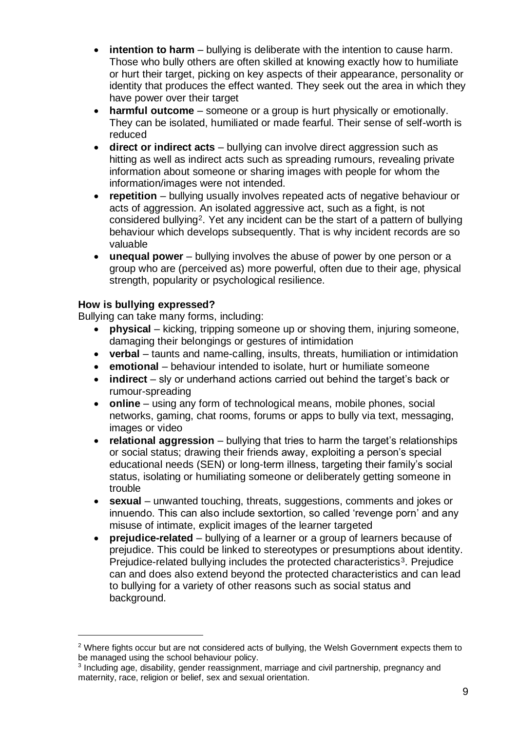- **intention to harm** – bullying is deliberate with the intention to cause harm. Those who bully others are often skilled at knowing exactly how to humiliate or hurt their target, picking on key aspects of their appearance, personality or identity that produces the effect wanted. They seek out the area in which they have power over their target
- **harmful outcome** – someone or a group is hurt physically or emotionally. They can be isolated, humiliated or made fearful. Their sense of self-worth is reduced
- **direct or indirect acts** – bullying can involve direct aggression such as hitting as well as indirect acts such as spreading rumours, revealing private information about someone or sharing images with people for whom the information/images were not intended.
- **repetition** – bullying usually involves repeated acts of negative behaviour or acts of aggression. An isolated aggressive act, such as a fight, is not considered bullying[2]. Yet any incident can be the start of a pattern of bullying behaviour which develops subsequently. That is why incident records are so valuable
- **unequal power** – bullying involves the abuse of power by one person or a group who are (perceived as) more powerful, often due to their age, physical strength, popularity or psychological resilience.

**How is bullying expressed?**

Bullying can take many forms, including:

- **physical** – kicking, tripping someone up or shoving them, injuring someone, damaging their belongings or gestures of intimidation
- **verbal** – taunts and name-calling, insults, threats, humiliation or intimidation
- **emotional** – behaviour intended to isolate, hurt or humiliate someone
- **indirect** – sly or underhand actions carried out behind the target's back or rumour-spreading
- **online** – using any form of technological means, mobile phones, social networks, gaming, chat rooms, forums or apps to bully via text, messaging, images or video
- **relational aggression** – bullying that tries to harm the target's relationships or social status; drawing their friends away, exploiting a person's special educational needs (SEN) or long-term illness, targeting their family's social status, isolating or humiliating someone or deliberately getting someone in trouble
- **sexual** – unwanted touching, threats, suggestions, comments and jokes or innuendo. This can also include sextortion, so called 'revenge porn' and any misuse of intimate, explicit images of the learner targeted
- **prejudice-related** – bullying of a learner or a group of learners because of prejudice. This could be linked to stereotypes or presumptions about identity. Prejudice-related bullying includes the protected characteristics[3]. Prejudice can and does also extend beyond the protected characteristics and can lead to bullying for a variety of other reasons such as social status and background.

---

[2] Where fights occur but are not considered acts of bullying, the Welsh Government expects them to be managed using the school behaviour policy.

[3] Including age, disability, gender reassignment, marriage and civil partnership, pregnancy and maternity, race, religion or belief, sex and sexual orientation.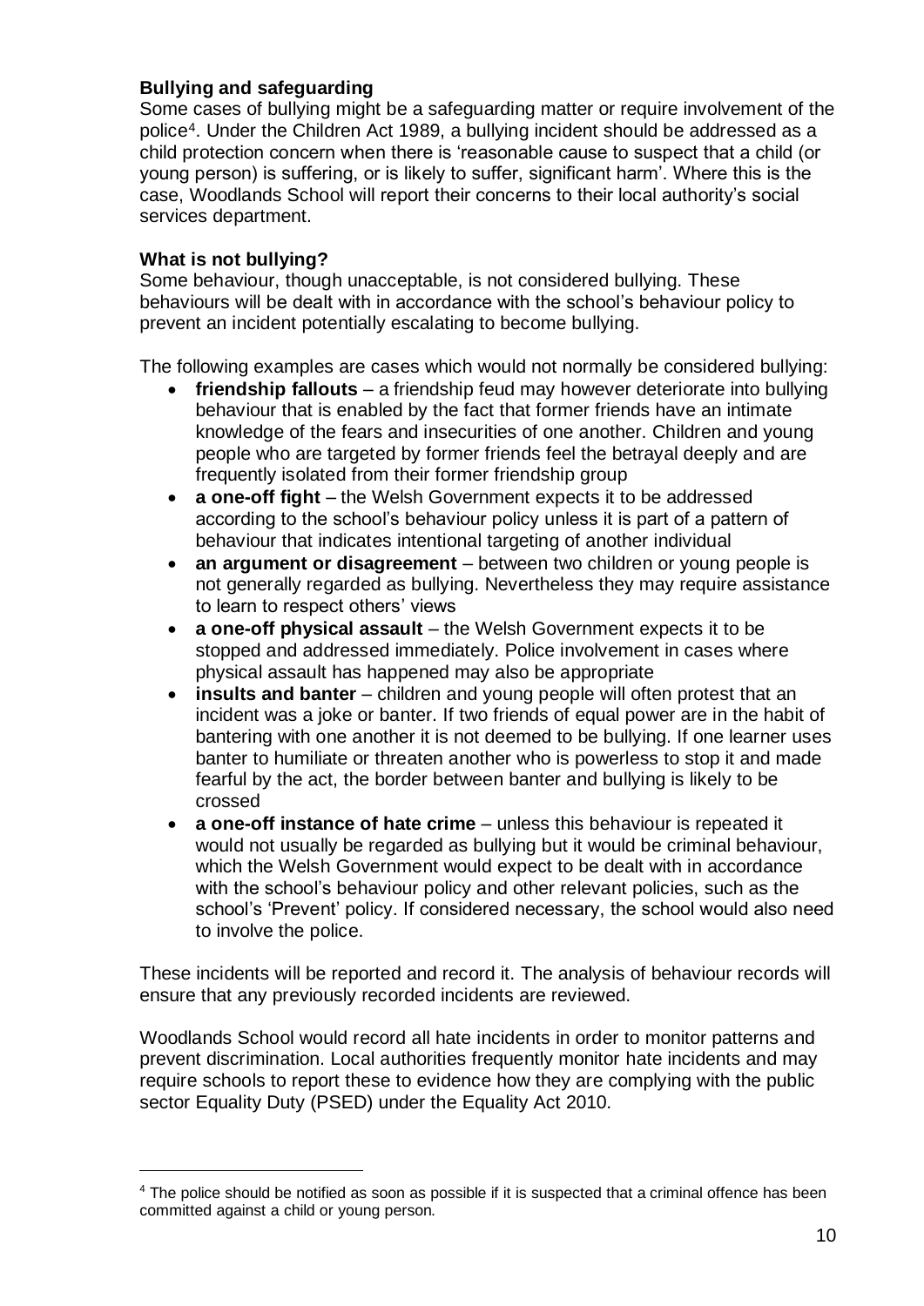**Bullying and safeguarding**

Some cases of bullying might be a safeguarding matter or require involvement of the police[4]. Under the Children Act 1989, a bullying incident should be addressed as a child protection concern when there is 'reasonable cause to suspect that a child (or young person) is suffering, or is likely to suffer, significant harm'. Where this is the case, Woodlands School will report their concerns to their local authority's social services department.

**What is not bullying?**

Some behaviour, though unacceptable, is not considered bullying. These behaviours will be dealt with in accordance with the school's behaviour policy to prevent an incident potentially escalating to become bullying.

The following examples are cases which would not normally be considered bullying:

- **friendship fallouts** – a friendship feud may however deteriorate into bullying behaviour that is enabled by the fact that former friends have an intimate knowledge of the fears and insecurities of one another. Children and young people who are targeted by former friends feel the betrayal deeply and are frequently isolated from their former friendship group
- **a one-off fight** – the Welsh Government expects it to be addressed according to the school's behaviour policy unless it is part of a pattern of behaviour that indicates intentional targeting of another individual
- **an argument or disagreement** – between two children or young people is not generally regarded as bullying. Nevertheless they may require assistance to learn to respect others' views
- **a one-off physical assault** – the Welsh Government expects it to be stopped and addressed immediately. Police involvement in cases where physical assault has happened may also be appropriate
- **insults and banter** – children and young people will often protest that an incident was a joke or banter. If two friends of equal power are in the habit of bantering with one another it is not deemed to be bullying. If one learner uses banter to humiliate or threaten another who is powerless to stop it and made fearful by the act, the border between banter and bullying is likely to be crossed
- **a one-off instance of hate crime** – unless this behaviour is repeated it would not usually be regarded as bullying but it would be criminal behaviour, which the Welsh Government would expect to be dealt with in accordance with the school's behaviour policy and other relevant policies, such as the school's 'Prevent' policy. If considered necessary, the school would also need to involve the police.

These incidents will be reported and record it. The analysis of behaviour records will ensure that any previously recorded incidents are reviewed.

Woodlands School would record all hate incidents in order to monitor patterns and prevent discrimination. Local authorities frequently monitor hate incidents and may require schools to report these to evidence how they are complying with the public sector Equality Duty (PSED) under the Equality Act 2010.

---

[4] The police should be notified as soon as possible if it is suspected that a criminal offence has been committed against a child or young person.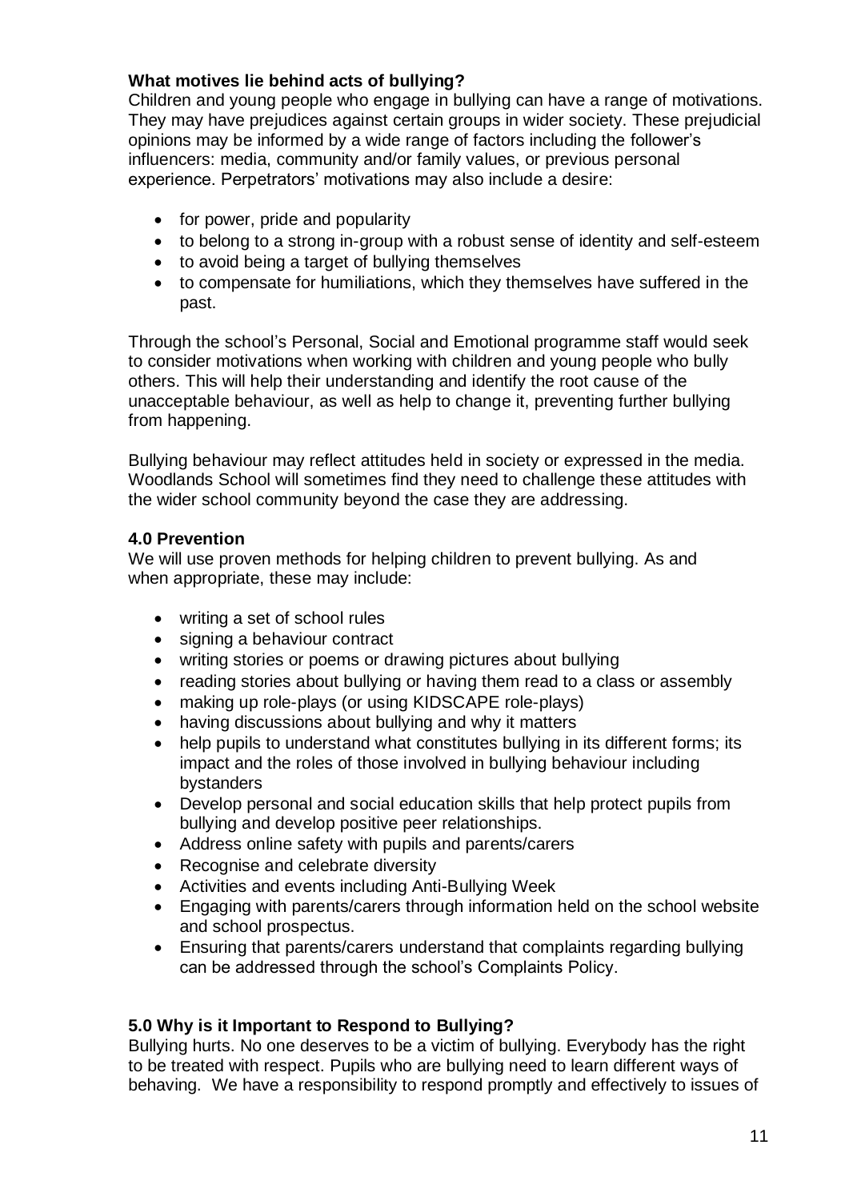**What motives lie behind acts of bullying?**

Children and young people who engage in bullying can have a range of motivations. They may have prejudices against certain groups in wider society. These prejudicial opinions may be informed by a wide range of factors including the follower's influencers: media, community and/or family values, or previous personal experience. Perpetrators' motivations may also include a desire:

- for power, pride and popularity
- to belong to a strong in-group with a robust sense of identity and self-esteem
- to avoid being a target of bullying themselves
- to compensate for humiliations, which they themselves have suffered in the past.

Through the school's Personal, Social and Emotional programme staff would seek to consider motivations when working with children and young people who bully others. This will help their understanding and identify the root cause of the unacceptable behaviour, as well as help to change it, preventing further bullying from happening.

Bullying behaviour may reflect attitudes held in society or expressed in the media. Woodlands School will sometimes find they need to challenge these attitudes with the wider school community beyond the case they are addressing.

**4.0 Prevention**

We will use proven methods for helping children to prevent bullying. As and when appropriate, these may include:

- writing a set of school rules
- signing a behaviour contract
- writing stories or poems or drawing pictures about bullying
- reading stories about bullying or having them read to a class or assembly
- making up role-plays (or using KIDSCAPE role-plays)
- having discussions about bullying and why it matters
- help pupils to understand what constitutes bullying in its different forms; its impact and the roles of those involved in bullying behaviour including bystanders
- Develop personal and social education skills that help protect pupils from bullying and develop positive peer relationships.
- Address online safety with pupils and parents/carers
- Recognise and celebrate diversity
- Activities and events including Anti-Bullying Week
- Engaging with parents/carers through information held on the school website and school prospectus.
- Ensuring that parents/carers understand that complaints regarding bullying can be addressed through the school's Complaints Policy.

**5.0 Why is it Important to Respond to Bullying?**

Bullying hurts. No one deserves to be a victim of bullying. Everybody has the right to be treated with respect. Pupils who are bullying need to learn different ways of behaving. We have a responsibility to respond promptly and effectively to issues of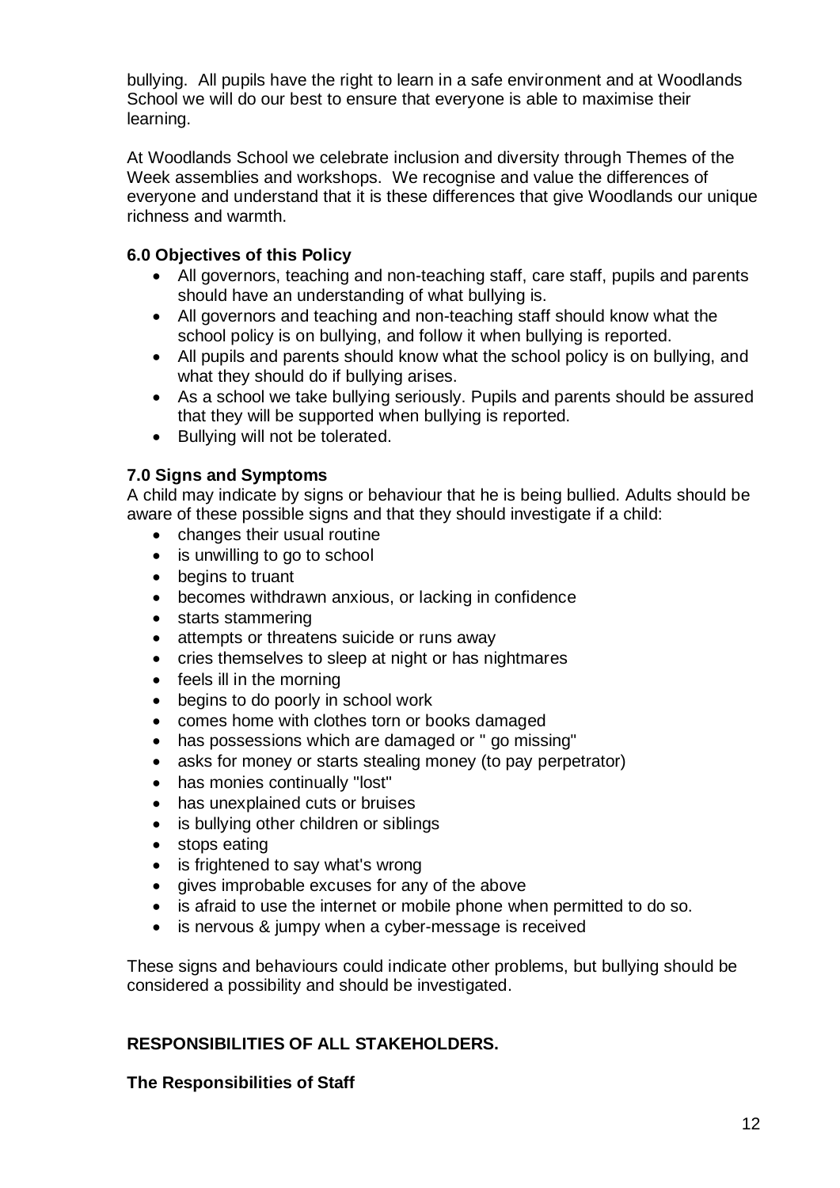bullying. All pupils have the right to learn in a safe environment and at Woodlands School we will do our best to ensure that everyone is able to maximise their learning.

At Woodlands School we celebrate inclusion and diversity through Themes of the Week assemblies and workshops. We recognise and value the differences of everyone and understand that it is these differences that give Woodlands our unique richness and warmth.

### 6.0 Objectives of this Policy

- All governors, teaching and non-teaching staff, care staff, pupils and parents should have an understanding of what bullying is.
- All governors and teaching and non-teaching staff should know what the school policy is on bullying, and follow it when bullying is reported.
- All pupils and parents should know what the school policy is on bullying, and what they should do if bullying arises.
- As a school we take bullying seriously. Pupils and parents should be assured that they will be supported when bullying is reported.
- Bullying will not be tolerated.

### 7.0 Signs and Symptoms

A child may indicate by signs or behaviour that he is being bullied. Adults should be aware of these possible signs and that they should investigate if a child:

- changes their usual routine
- is unwilling to go to school
- begins to truant
- becomes withdrawn anxious, or lacking in confidence
- starts stammering
- attempts or threatens suicide or runs away
- cries themselves to sleep at night or has nightmares
- feels ill in the morning
- begins to do poorly in school work
- comes home with clothes torn or books damaged
- has possessions which are damaged or " go missing"
- asks for money or starts stealing money (to pay perpetrator)
- has monies continually "lost"
- has unexplained cuts or bruises
- is bullying other children or siblings
- stops eating
- is frightened to say what's wrong
- gives improbable excuses for any of the above
- is afraid to use the internet or mobile phone when permitted to do so.
- is nervous & jumpy when a cyber-message is received

These signs and behaviours could indicate other problems, but bullying should be considered a possibility and should be investigated.

## RESPONSIBILITIES OF ALL STAKEHOLDERS.

### The Responsibilities of Staff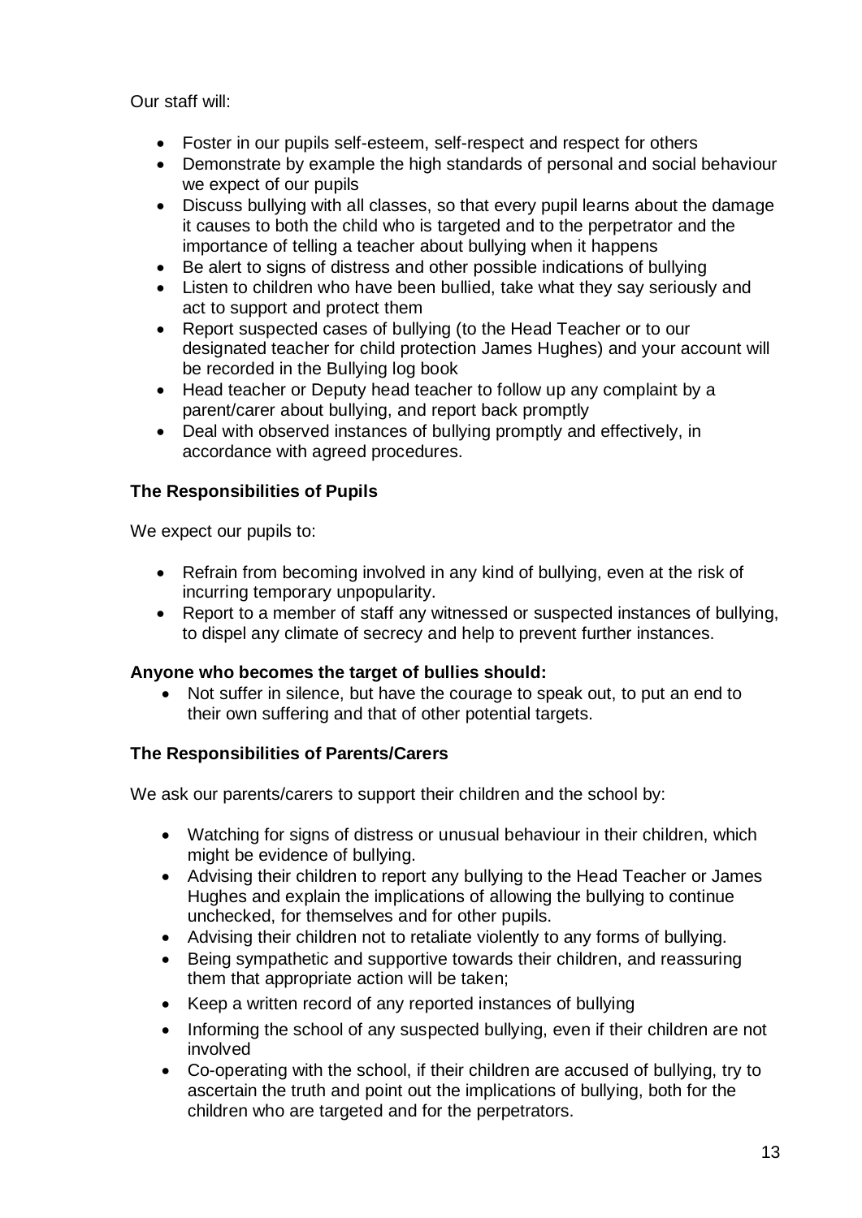Our staff will:

- Foster in our pupils self-esteem, self-respect and respect for others
- Demonstrate by example the high standards of personal and social behaviour we expect of our pupils
- Discuss bullying with all classes, so that every pupil learns about the damage it causes to both the child who is targeted and to the perpetrator and the importance of telling a teacher about bullying when it happens
- Be alert to signs of distress and other possible indications of bullying
- Listen to children who have been bullied, take what they say seriously and act to support and protect them
- Report suspected cases of bullying (to the Head Teacher or to our designated teacher for child protection James Hughes) and your account will be recorded in the Bullying log book
- Head teacher or Deputy head teacher to follow up any complaint by a parent/carer about bullying, and report back promptly
- Deal with observed instances of bullying promptly and effectively, in accordance with agreed procedures.

**The Responsibilities of Pupils**

We expect our pupils to:

- Refrain from becoming involved in any kind of bullying, even at the risk of incurring temporary unpopularity.
- Report to a member of staff any witnessed or suspected instances of bullying, to dispel any climate of secrecy and help to prevent further instances.

**Anyone who becomes the target of bullies should:**

- Not suffer in silence, but have the courage to speak out, to put an end to their own suffering and that of other potential targets.

**The Responsibilities of Parents/Carers**

We ask our parents/carers to support their children and the school by:

- Watching for signs of distress or unusual behaviour in their children, which might be evidence of bullying.
- Advising their children to report any bullying to the Head Teacher or James Hughes and explain the implications of allowing the bullying to continue unchecked, for themselves and for other pupils.
- Advising their children not to retaliate violently to any forms of bullying.
- Being sympathetic and supportive towards their children, and reassuring them that appropriate action will be taken;
- Keep a written record of any reported instances of bullying
- Informing the school of any suspected bullying, even if their children are not involved
- Co-operating with the school, if their children are accused of bullying, try to ascertain the truth and point out the implications of bullying, both for the children who are targeted and for the perpetrators.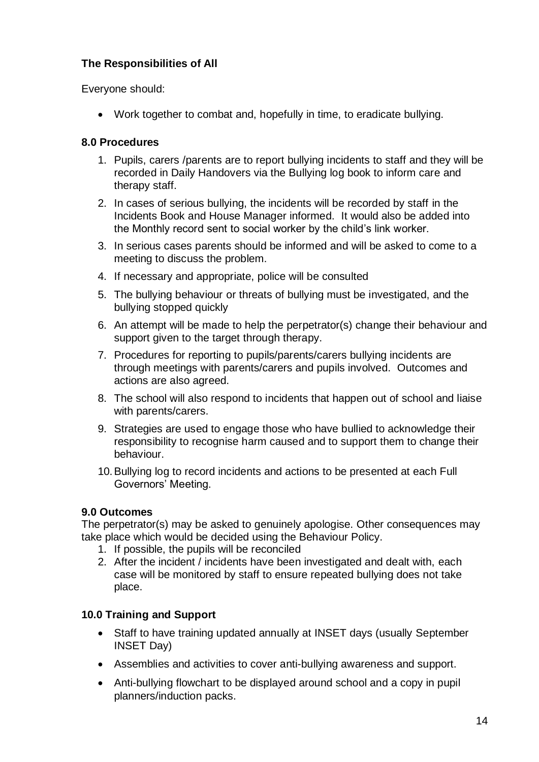**The Responsibilities of All**

Everyone should:

- Work together to combat and, hopefully in time, to eradicate bullying.

**8.0 Procedures**

1. Pupils, carers /parents are to report bullying incidents to staff and they will be recorded in Daily Handovers via the Bullying log book to inform care and therapy staff.
2. In cases of serious bullying, the incidents will be recorded by staff in the Incidents Book and House Manager informed. It would also be added into the Monthly record sent to social worker by the child's link worker.
3. In serious cases parents should be informed and will be asked to come to a meeting to discuss the problem.
4. If necessary and appropriate, police will be consulted
5. The bullying behaviour or threats of bullying must be investigated, and the bullying stopped quickly
6. An attempt will be made to help the perpetrator(s) change their behaviour and support given to the target through therapy.
7. Procedures for reporting to pupils/parents/carers bullying incidents are through meetings with parents/carers and pupils involved. Outcomes and actions are also agreed.
8. The school will also respond to incidents that happen out of school and liaise with parents/carers.
9. Strategies are used to engage those who have bullied to acknowledge their responsibility to recognise harm caused and to support them to change their behaviour.
10. Bullying log to record incidents and actions to be presented at each Full Governors' Meeting.

**9.0 Outcomes**

The perpetrator(s) may be asked to genuinely apologise. Other consequences may take place which would be decided using the Behaviour Policy.

1. If possible, the pupils will be reconciled
2. After the incident / incidents have been investigated and dealt with, each case will be monitored by staff to ensure repeated bullying does not take place.

**10.0 Training and Support**

- Staff to have training updated annually at INSET days (usually September INSET Day)
- Assemblies and activities to cover anti-bullying awareness and support.
- Anti-bullying flowchart to be displayed around school and a copy in pupil planners/induction packs.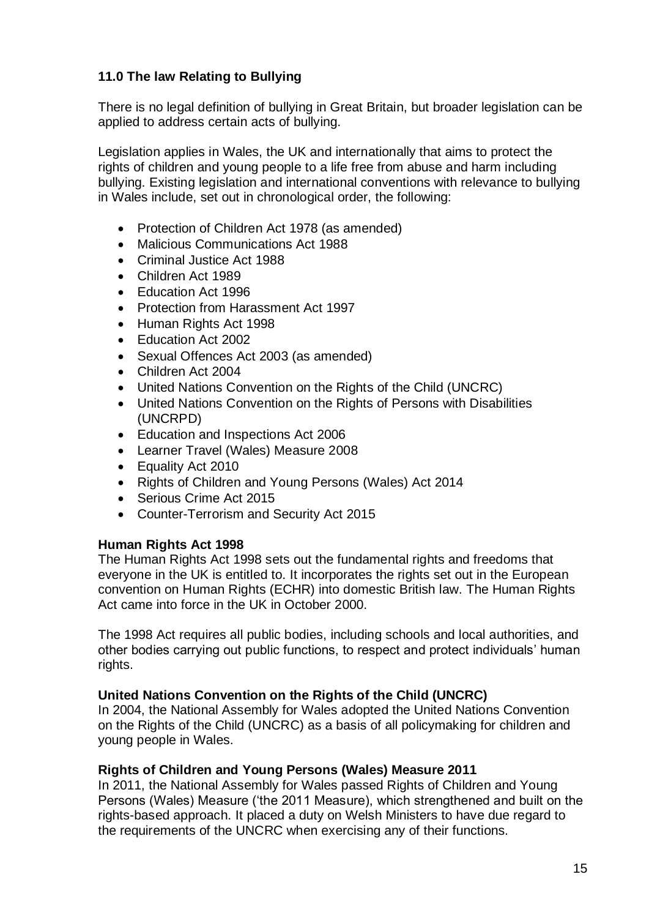## 11.0 The law Relating to Bullying

There is no legal definition of bullying in Great Britain, but broader legislation can be applied to address certain acts of bullying.

Legislation applies in Wales, the UK and internationally that aims to protect the rights of children and young people to a life free from abuse and harm including bullying. Existing legislation and international conventions with relevance to bullying in Wales include, set out in chronological order, the following:

- Protection of Children Act 1978 (as amended)
- Malicious Communications Act 1988
- Criminal Justice Act 1988
- Children Act 1989
- Education Act 1996
- Protection from Harassment Act 1997
- Human Rights Act 1998
- Education Act 2002
- Sexual Offences Act 2003 (as amended)
- Children Act 2004
- United Nations Convention on the Rights of the Child (UNCRC)
- United Nations Convention on the Rights of Persons with Disabilities (UNCRPD)
- Education and Inspections Act 2006
- Learner Travel (Wales) Measure 2008
- Equality Act 2010
- Rights of Children and Young Persons (Wales) Act 2014
- Serious Crime Act 2015
- Counter-Terrorism and Security Act 2015

**Human Rights Act 1998**
The Human Rights Act 1998 sets out the fundamental rights and freedoms that everyone in the UK is entitled to. It incorporates the rights set out in the European convention on Human Rights (ECHR) into domestic British law. The Human Rights Act came into force in the UK in October 2000.

The 1998 Act requires all public bodies, including schools and local authorities, and other bodies carrying out public functions, to respect and protect individuals' human rights.

**United Nations Convention on the Rights of the Child (UNCRC)**
In 2004, the National Assembly for Wales adopted the United Nations Convention on the Rights of the Child (UNCRC) as a basis of all policymaking for children and young people in Wales.

**Rights of Children and Young Persons (Wales) Measure 2011**
In 2011, the National Assembly for Wales passed Rights of Children and Young Persons (Wales) Measure ('the 2011 Measure), which strengthened and built on the rights-based approach. It placed a duty on Welsh Ministers to have due regard to the requirements of the UNCRC when exercising any of their functions.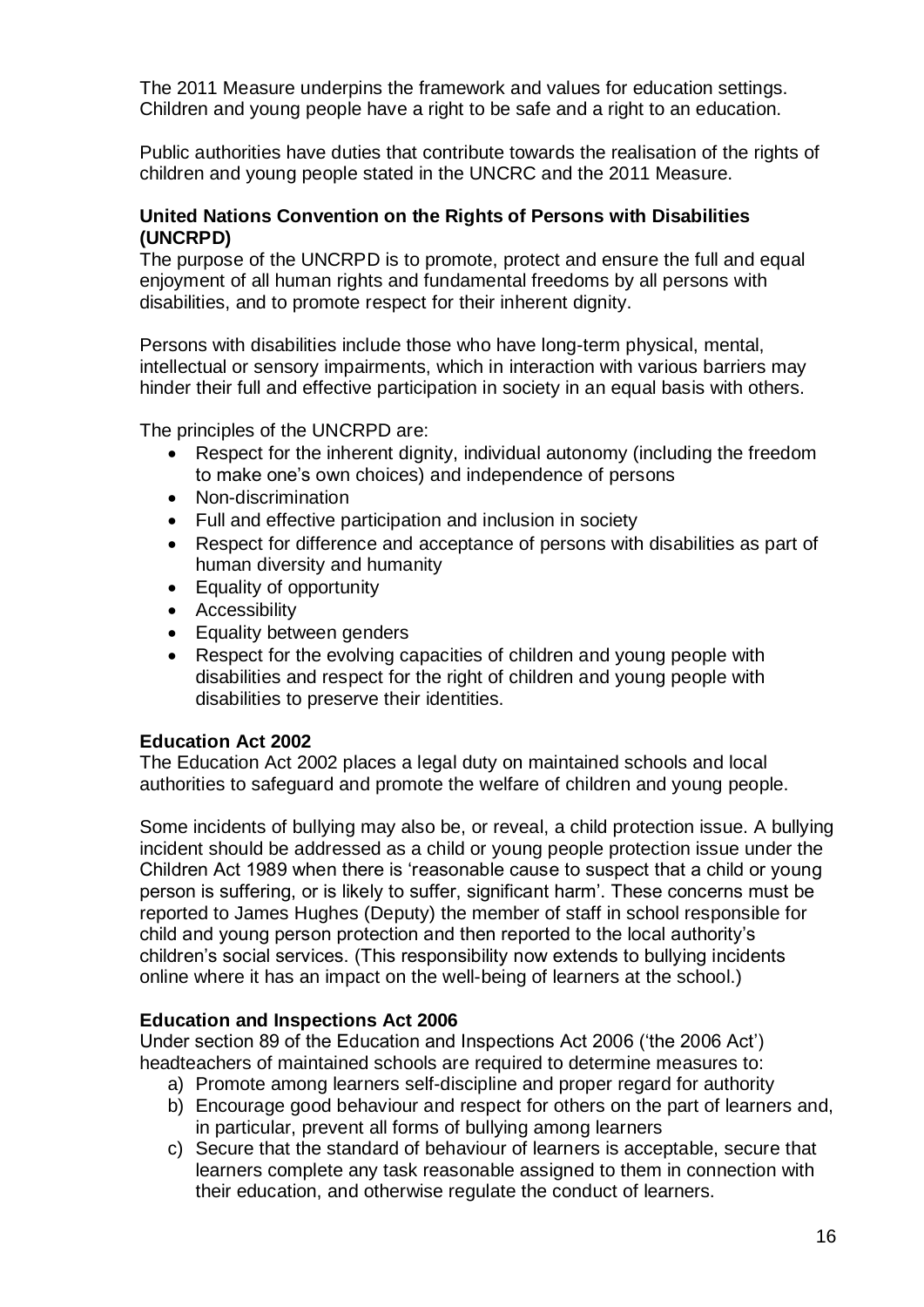The 2011 Measure underpins the framework and values for education settings. Children and young people have a right to be safe and a right to an education.

Public authorities have duties that contribute towards the realisation of the rights of children and young people stated in the UNCRC and the 2011 Measure.

**United Nations Convention on the Rights of Persons with Disabilities (UNCRPD)**

The purpose of the UNCRPD is to promote, protect and ensure the full and equal enjoyment of all human rights and fundamental freedoms by all persons with disabilities, and to promote respect for their inherent dignity.

Persons with disabilities include those who have long-term physical, mental, intellectual or sensory impairments, which in interaction with various barriers may hinder their full and effective participation in society in an equal basis with others.

The principles of the UNCRPD are:

- Respect for the inherent dignity, individual autonomy (including the freedom to make one's own choices) and independence of persons
- Non-discrimination
- Full and effective participation and inclusion in society
- Respect for difference and acceptance of persons with disabilities as part of human diversity and humanity
- Equality of opportunity
- Accessibility
- Equality between genders
- Respect for the evolving capacities of children and young people with disabilities and respect for the right of children and young people with disabilities to preserve their identities.

**Education Act 2002**

The Education Act 2002 places a legal duty on maintained schools and local authorities to safeguard and promote the welfare of children and young people.

Some incidents of bullying may also be, or reveal, a child protection issue. A bullying incident should be addressed as a child or young people protection issue under the Children Act 1989 when there is 'reasonable cause to suspect that a child or young person is suffering, or is likely to suffer, significant harm'. These concerns must be reported to James Hughes (Deputy) the member of staff in school responsible for child and young person protection and then reported to the local authority's children's social services. (This responsibility now extends to bullying incidents online where it has an impact on the well-being of learners at the school.)

**Education and Inspections Act 2006**

Under section 89 of the Education and Inspections Act 2006 ('the 2006 Act') headteachers of maintained schools are required to determine measures to:

a) Promote among learners self-discipline and proper regard for authority
b) Encourage good behaviour and respect for others on the part of learners and, in particular, prevent all forms of bullying among learners
c) Secure that the standard of behaviour of learners is acceptable, secure that learners complete any task reasonable assigned to them in connection with their education, and otherwise regulate the conduct of learners.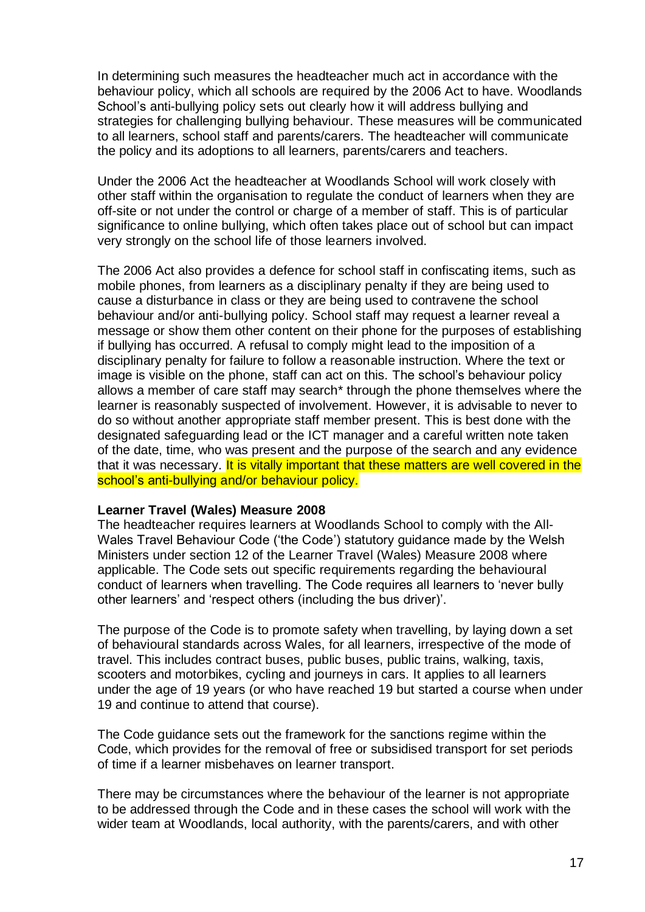In determining such measures the headteacher much act in accordance with the behaviour policy, which all schools are required by the 2006 Act to have. Woodlands School's anti-bullying policy sets out clearly how it will address bullying and strategies for challenging bullying behaviour. These measures will be communicated to all learners, school staff and parents/carers. The headteacher will communicate the policy and its adoptions to all learners, parents/carers and teachers.

Under the 2006 Act the headteacher at Woodlands School will work closely with other staff within the organisation to regulate the conduct of learners when they are off-site or not under the control or charge of a member of staff. This is of particular significance to online bullying, which often takes place out of school but can impact very strongly on the school life of those learners involved.

The 2006 Act also provides a defence for school staff in confiscating items, such as mobile phones, from learners as a disciplinary penalty if they are being used to cause a disturbance in class or they are being used to contravene the school behaviour and/or anti-bullying policy. School staff may request a learner reveal a message or show them other content on their phone for the purposes of establishing if bullying has occurred. A refusal to comply might lead to the imposition of a disciplinary penalty for failure to follow a reasonable instruction. Where the text or image is visible on the phone, staff can act on this. The school's behaviour policy allows a member of care staff may search* through the phone themselves where the learner is reasonably suspected of involvement. However, it is advisable to never to do so without another appropriate staff member present. This is best done with the designated safeguarding lead or the ICT manager and a careful written note taken of the date, time, who was present and the purpose of the search and any evidence that it was necessary. It is vitally important that these matters are well covered in the school's anti-bullying and/or behaviour policy.

**Learner Travel (Wales) Measure 2008**

The headteacher requires learners at Woodlands School to comply with the All-Wales Travel Behaviour Code ('the Code') statutory guidance made by the Welsh Ministers under section 12 of the Learner Travel (Wales) Measure 2008 where applicable. The Code sets out specific requirements regarding the behavioural conduct of learners when travelling. The Code requires all learners to 'never bully other learners' and 'respect others (including the bus driver)'.

The purpose of the Code is to promote safety when travelling, by laying down a set of behavioural standards across Wales, for all learners, irrespective of the mode of travel. This includes contract buses, public buses, public trains, walking, taxis, scooters and motorbikes, cycling and journeys in cars. It applies to all learners under the age of 19 years (or who have reached 19 but started a course when under 19 and continue to attend that course).

The Code guidance sets out the framework for the sanctions regime within the Code, which provides for the removal of free or subsidised transport for set periods of time if a learner misbehaves on learner transport.

There may be circumstances where the behaviour of the learner is not appropriate to be addressed through the Code and in these cases the school will work with the wider team at Woodlands, local authority, with the parents/carers, and with other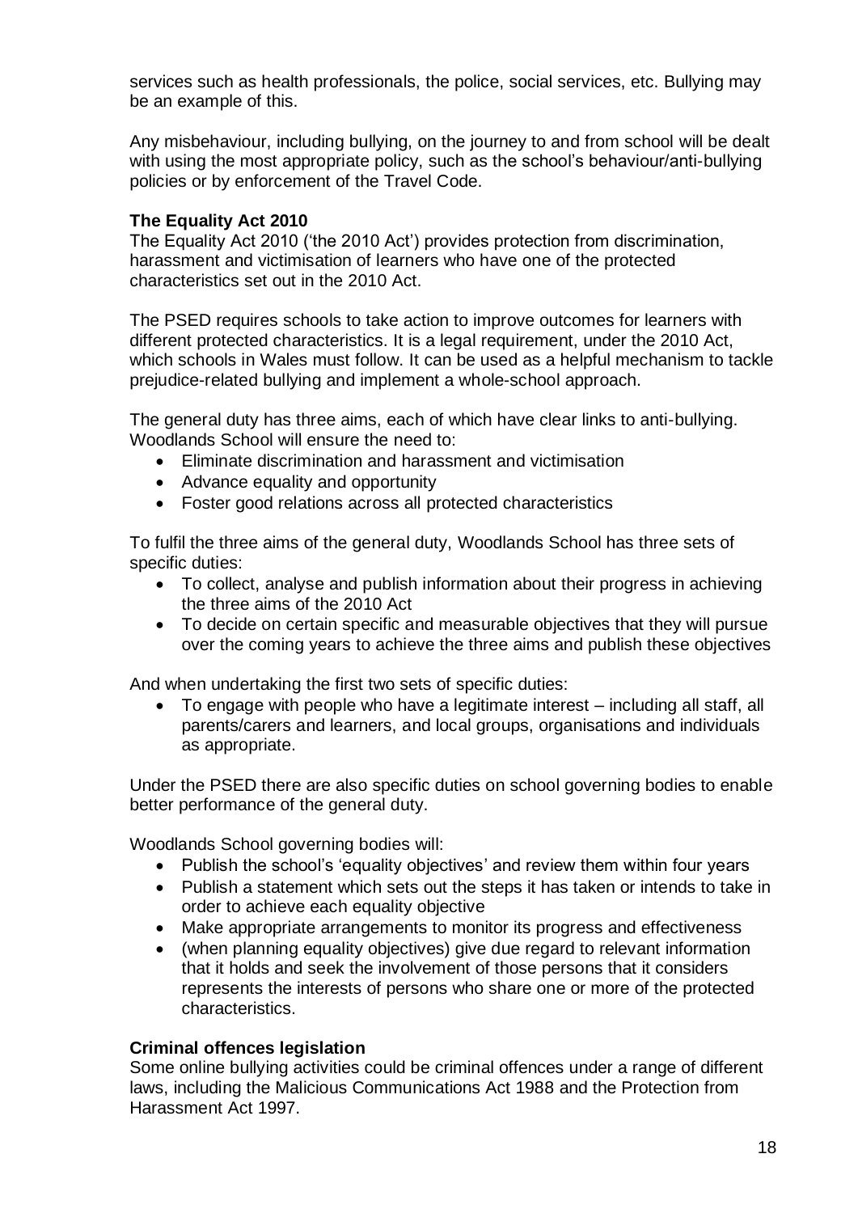services such as health professionals, the police, social services, etc. Bullying may be an example of this.

Any misbehaviour, including bullying, on the journey to and from school will be dealt with using the most appropriate policy, such as the school's behaviour/anti-bullying policies or by enforcement of the Travel Code.

**The Equality Act 2010**

The Equality Act 2010 ('the 2010 Act') provides protection from discrimination, harassment and victimisation of learners who have one of the protected characteristics set out in the 2010 Act.

The PSED requires schools to take action to improve outcomes for learners with different protected characteristics. It is a legal requirement, under the 2010 Act, which schools in Wales must follow. It can be used as a helpful mechanism to tackle prejudice-related bullying and implement a whole-school approach.

The general duty has three aims, each of which have clear links to anti-bullying. Woodlands School will ensure the need to:

- Eliminate discrimination and harassment and victimisation
- Advance equality and opportunity
- Foster good relations across all protected characteristics

To fulfil the three aims of the general duty, Woodlands School has three sets of specific duties:

- To collect, analyse and publish information about their progress in achieving the three aims of the 2010 Act
- To decide on certain specific and measurable objectives that they will pursue over the coming years to achieve the three aims and publish these objectives

And when undertaking the first two sets of specific duties:

- To engage with people who have a legitimate interest – including all staff, all parents/carers and learners, and local groups, organisations and individuals as appropriate.

Under the PSED there are also specific duties on school governing bodies to enable better performance of the general duty.

Woodlands School governing bodies will:

- Publish the school's 'equality objectives' and review them within four years
- Publish a statement which sets out the steps it has taken or intends to take in order to achieve each equality objective
- Make appropriate arrangements to monitor its progress and effectiveness
- (when planning equality objectives) give due regard to relevant information that it holds and seek the involvement of those persons that it considers represents the interests of persons who share one or more of the protected characteristics.

**Criminal offences legislation**

Some online bullying activities could be criminal offences under a range of different laws, including the Malicious Communications Act 1988 and the Protection from Harassment Act 1997.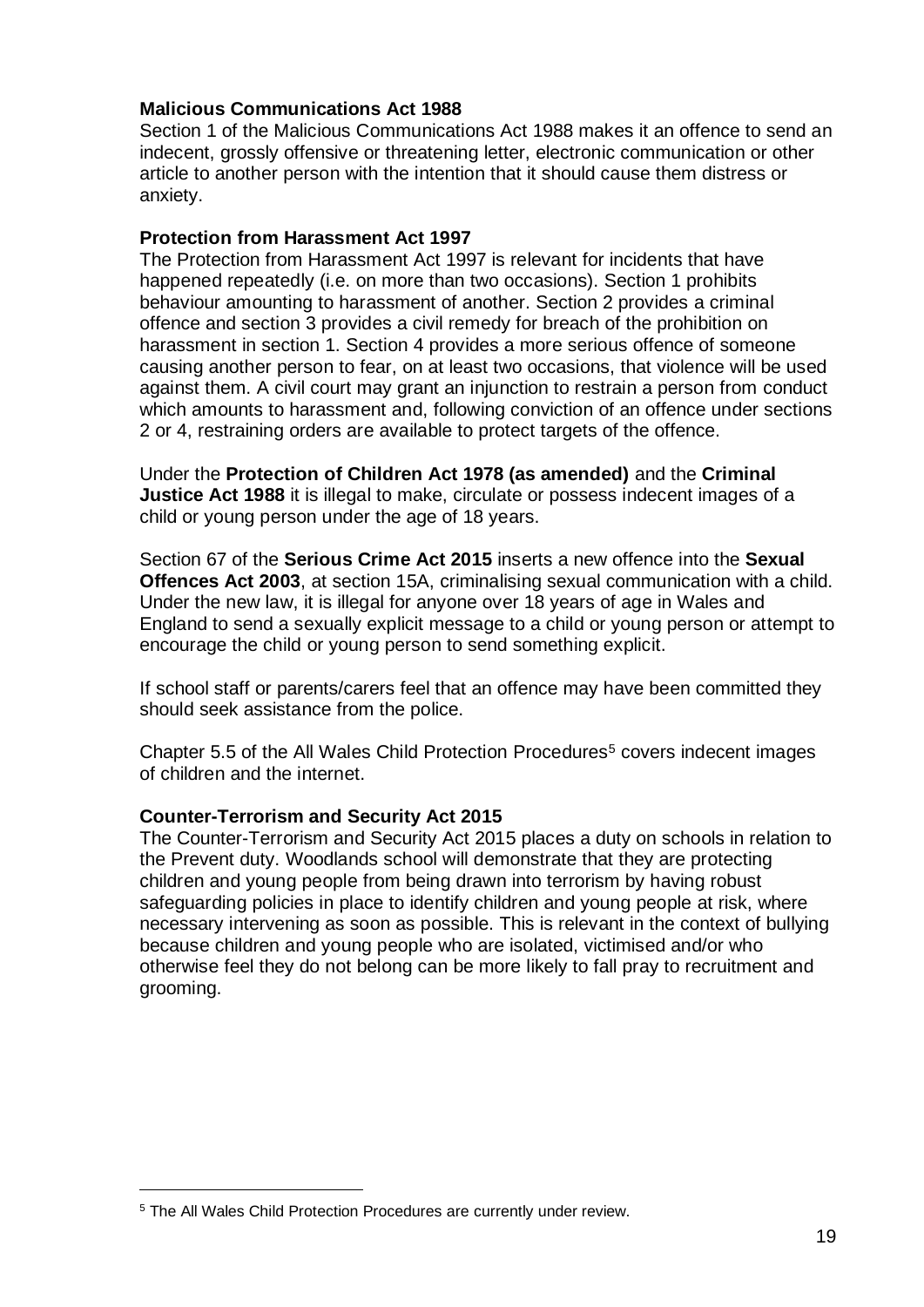**Malicious Communications Act 1988**

Section 1 of the Malicious Communications Act 1988 makes it an offence to send an indecent, grossly offensive or threatening letter, electronic communication or other article to another person with the intention that it should cause them distress or anxiety.

**Protection from Harassment Act 1997**

The Protection from Harassment Act 1997 is relevant for incidents that have happened repeatedly (i.e. on more than two occasions). Section 1 prohibits behaviour amounting to harassment of another. Section 2 provides a criminal offence and section 3 provides a civil remedy for breach of the prohibition on harassment in section 1. Section 4 provides a more serious offence of someone causing another person to fear, on at least two occasions, that violence will be used against them. A civil court may grant an injunction to restrain a person from conduct which amounts to harassment and, following conviction of an offence under sections 2 or 4, restraining orders are available to protect targets of the offence.

Under the **Protection of Children Act 1978 (as amended)** and the **Criminal Justice Act 1988** it is illegal to make, circulate or possess indecent images of a child or young person under the age of 18 years.

Section 67 of the **Serious Crime Act 2015** inserts a new offence into the **Sexual Offences Act 2003**, at section 15A, criminalising sexual communication with a child. Under the new law, it is illegal for anyone over 18 years of age in Wales and England to send a sexually explicit message to a child or young person or attempt to encourage the child or young person to send something explicit.

If school staff or parents/carers feel that an offence may have been committed they should seek assistance from the police.

Chapter 5.5 of the All Wales Child Protection Procedures[5] covers indecent images of children and the internet.

**Counter-Terrorism and Security Act 2015**

The Counter-Terrorism and Security Act 2015 places a duty on schools in relation to the Prevent duty. Woodlands school will demonstrate that they are protecting children and young people from being drawn into terrorism by having robust safeguarding policies in place to identify children and young people at risk, where necessary intervening as soon as possible. This is relevant in the context of bullying because children and young people who are isolated, victimised and/or who otherwise feel they do not belong can be more likely to fall pray to recruitment and grooming.

[5] The All Wales Child Protection Procedures are currently under review.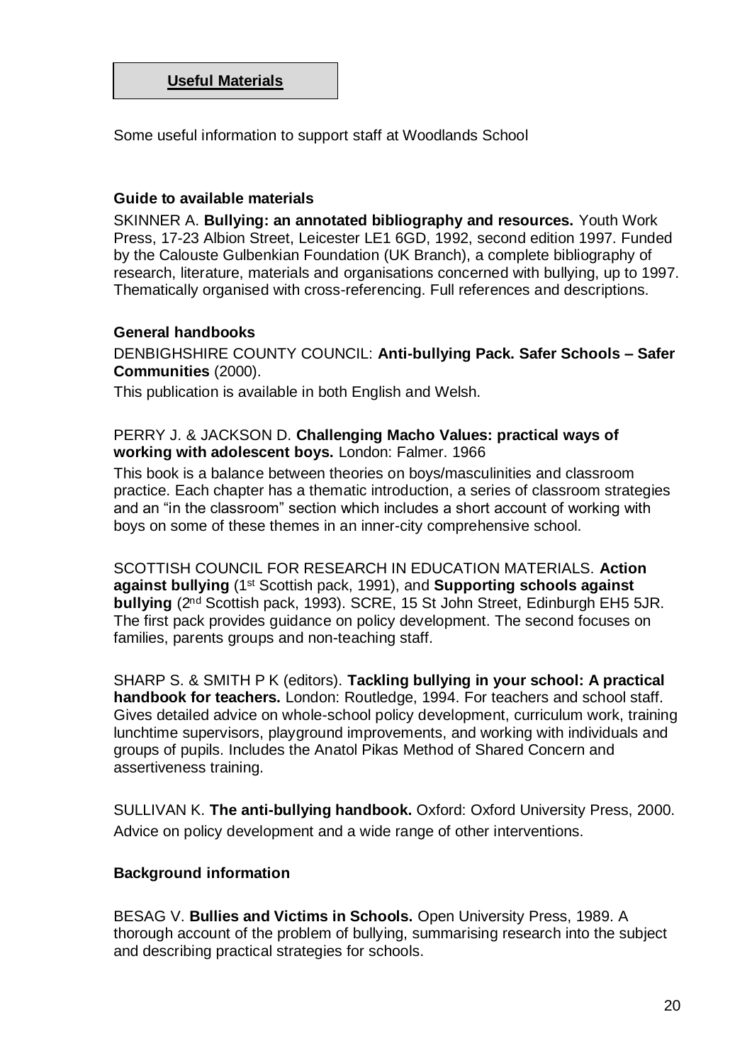## Useful Materials

Some useful information to support staff at Woodlands School

### Guide to available materials

SKINNER A. **Bullying: an annotated bibliography and resources.** Youth Work Press, 17-23 Albion Street, Leicester LE1 6GD, 1992, second edition 1997. Funded by the Calouste Gulbenkian Foundation (UK Branch), a complete bibliography of research, literature, materials and organisations concerned with bullying, up to 1997. Thematically organised with cross-referencing. Full references and descriptions.

### General handbooks

DENBIGHSHIRE COUNTY COUNCIL: **Anti-bullying Pack. Safer Schools – Safer Communities** (2000).

This publication is available in both English and Welsh.

PERRY J. & JACKSON D. **Challenging Macho Values: practical ways of working with adolescent boys.** London: Falmer. 1966

This book is a balance between theories on boys/masculinities and classroom practice. Each chapter has a thematic introduction, a series of classroom strategies and an "in the classroom" section which includes a short account of working with boys on some of these themes in an inner-city comprehensive school.

SCOTTISH COUNCIL FOR RESEARCH IN EDUCATION MATERIALS. **Action against bullying** (1st Scottish pack, 1991), and **Supporting schools against bullying** (2nd Scottish pack, 1993). SCRE, 15 St John Street, Edinburgh EH5 5JR. The first pack provides guidance on policy development. The second focuses on families, parents groups and non-teaching staff.

SHARP S. & SMITH P K (editors). **Tackling bullying in your school: A practical handbook for teachers.** London: Routledge, 1994. For teachers and school staff. Gives detailed advice on whole-school policy development, curriculum work, training lunchtime supervisors, playground improvements, and working with individuals and groups of pupils. Includes the Anatol Pikas Method of Shared Concern and assertiveness training.

SULLIVAN K. **The anti-bullying handbook.** Oxford: Oxford University Press, 2000. Advice on policy development and a wide range of other interventions.

### Background information

BESAG V. **Bullies and Victims in Schools.** Open University Press, 1989. A thorough account of the problem of bullying, summarising research into the subject and describing practical strategies for schools.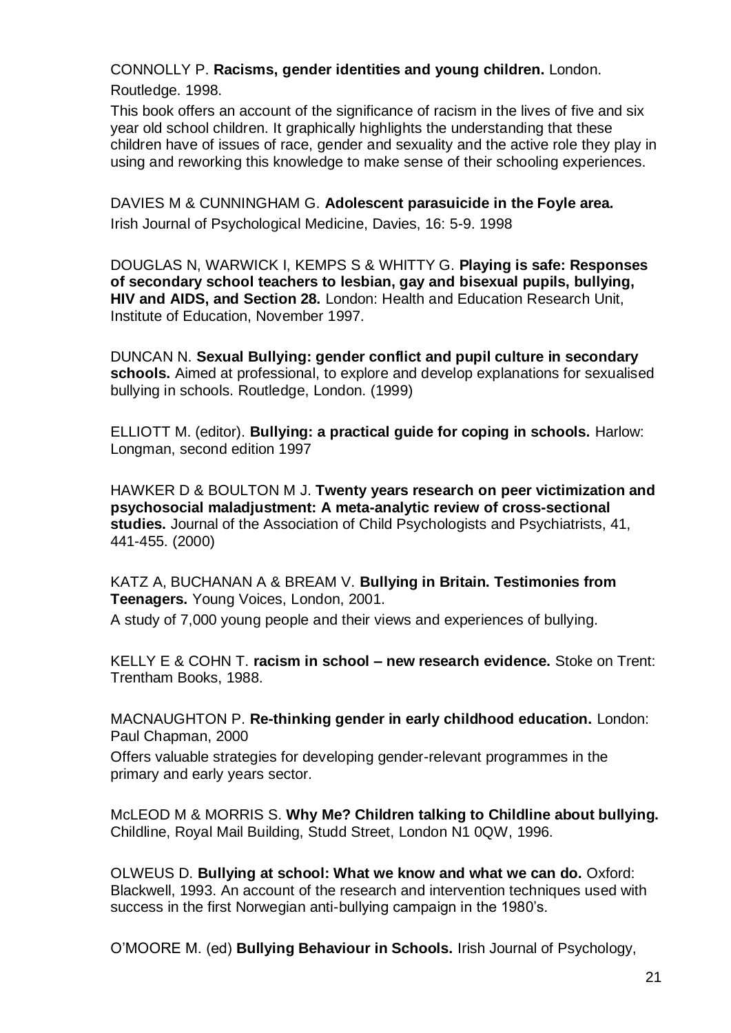CONNOLLY P. **Racisms, gender identities and young children.** London. Routledge. 1998.

This book offers an account of the significance of racism in the lives of five and six year old school children. It graphically highlights the understanding that these children have of issues of race, gender and sexuality and the active role they play in using and reworking this knowledge to make sense of their schooling experiences.

DAVIES M & CUNNINGHAM G. **Adolescent parasuicide in the Foyle area.** Irish Journal of Psychological Medicine, Davies, 16: 5-9. 1998

DOUGLAS N, WARWICK I, KEMPS S & WHITTY G. **Playing is safe: Responses of secondary school teachers to lesbian, gay and bisexual pupils, bullying, HIV and AIDS, and Section 28.** London: Health and Education Research Unit, Institute of Education, November 1997.

DUNCAN N. **Sexual Bullying: gender conflict and pupil culture in secondary schools.** Aimed at professional, to explore and develop explanations for sexualised bullying in schools. Routledge, London. (1999)

ELLIOTT M. (editor). **Bullying: a practical guide for coping in schools.** Harlow: Longman, second edition 1997

HAWKER D & BOULTON M J. **Twenty years research on peer victimization and psychosocial maladjustment: A meta-analytic review of cross-sectional studies.** Journal of the Association of Child Psychologists and Psychiatrists, 41, 441-455. (2000)

KATZ A, BUCHANAN A & BREAM V. **Bullying in Britain. Testimonies from Teenagers.** Young Voices, London, 2001.

A study of 7,000 young people and their views and experiences of bullying.

KELLY E & COHN T. **racism in school – new research evidence.** Stoke on Trent: Trentham Books, 1988.

MACNAUGHTON P. **Re-thinking gender in early childhood education.** London: Paul Chapman, 2000

Offers valuable strategies for developing gender-relevant programmes in the primary and early years sector.

McLEOD M & MORRIS S. **Why Me? Children talking to Childline about bullying.** Childline, Royal Mail Building, Studd Street, London N1 0QW, 1996.

OLWEUS D. **Bullying at school: What we know and what we can do.** Oxford: Blackwell, 1993. An account of the research and intervention techniques used with success in the first Norwegian anti-bullying campaign in the 1980's.

O'MOORE M. (ed) **Bullying Behaviour in Schools.** Irish Journal of Psychology,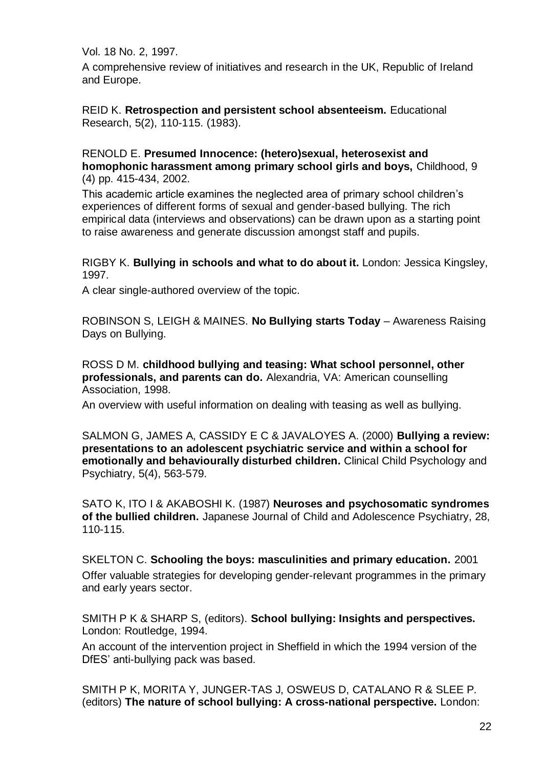Vol. 18 No. 2, 1997.

A comprehensive review of initiatives and research in the UK, Republic of Ireland and Europe.

REID K. **Retrospection and persistent school absenteeism.** Educational Research, 5(2), 110-115. (1983).

RENOLD E. **Presumed Innocence: (hetero)sexual, heterosexist and homophonic harassment among primary school girls and boys,** Childhood, 9 (4) pp. 415-434, 2002.

This academic article examines the neglected area of primary school children's experiences of different forms of sexual and gender-based bullying. The rich empirical data (interviews and observations) can be drawn upon as a starting point to raise awareness and generate discussion amongst staff and pupils.

RIGBY K. **Bullying in schools and what to do about it.** London: Jessica Kingsley, 1997.

A clear single-authored overview of the topic.

ROBINSON S, LEIGH & MAINES. **No Bullying starts Today** – Awareness Raising Days on Bullying.

ROSS D M. **childhood bullying and teasing: What school personnel, other professionals, and parents can do.** Alexandria, VA: American counselling Association, 1998.

An overview with useful information on dealing with teasing as well as bullying.

SALMON G, JAMES A, CASSIDY E C & JAVALOYES A. (2000) **Bullying a review: presentations to an adolescent psychiatric service and within a school for emotionally and behaviourally disturbed children.** Clinical Child Psychology and Psychiatry, 5(4), 563-579.

SATO K, ITO I & AKABOSHI K. (1987) **Neuroses and psychosomatic syndromes of the bullied children.** Japanese Journal of Child and Adolescence Psychiatry, 28, 110-115.

SKELTON C. **Schooling the boys: masculinities and primary education.** 2001

Offer valuable strategies for developing gender-relevant programmes in the primary and early years sector.

SMITH P K & SHARP S, (editors). **School bullying: Insights and perspectives.** London: Routledge, 1994.

An account of the intervention project in Sheffield in which the 1994 version of the DfES' anti-bullying pack was based.

SMITH P K, MORITA Y, JUNGER-TAS J, OSWEUS D, CATALANO R & SLEE P. (editors) **The nature of school bullying: A cross-national perspective.** London: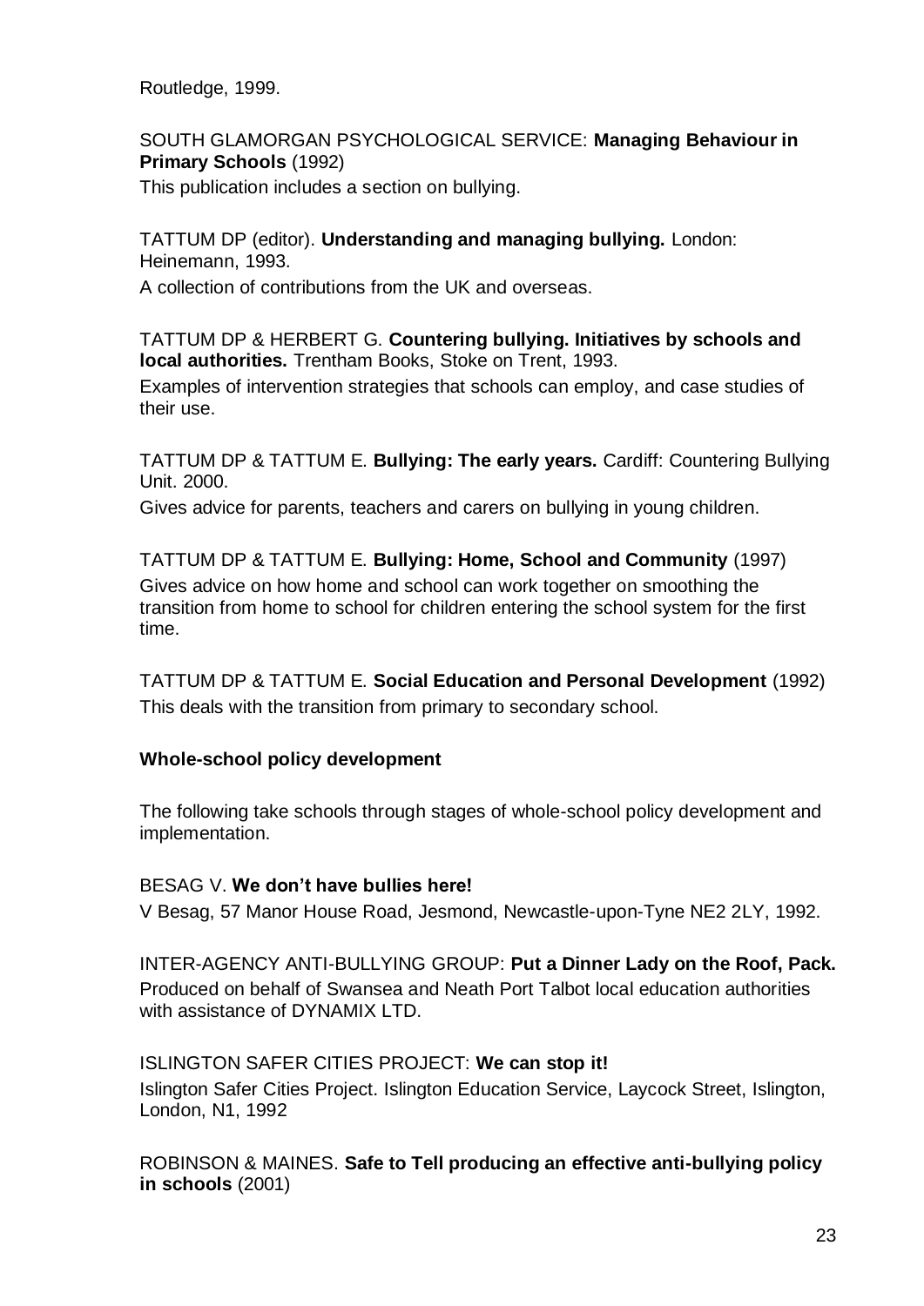Routledge, 1999.

SOUTH GLAMORGAN PSYCHOLOGICAL SERVICE: **Managing Behaviour in Primary Schools** (1992)

This publication includes a section on bullying.

TATTUM DP (editor). **Understanding and managing bullying.** London: Heinemann, 1993.

A collection of contributions from the UK and overseas.

TATTUM DP & HERBERT G. **Countering bullying. Initiatives by schools and local authorities.** Trentham Books, Stoke on Trent, 1993.

Examples of intervention strategies that schools can employ, and case studies of their use.

TATTUM DP & TATTUM E. **Bullying: The early years.** Cardiff: Countering Bullying Unit. 2000.

Gives advice for parents, teachers and carers on bullying in young children.

TATTUM DP & TATTUM E. **Bullying: Home, School and Community** (1997)

Gives advice on how home and school can work together on smoothing the transition from home to school for children entering the school system for the first time.

TATTUM DP & TATTUM E. **Social Education and Personal Development** (1992)

This deals with the transition from primary to secondary school.

**Whole-school policy development**

The following take schools through stages of whole-school policy development and implementation.

BESAG V. **We don't have bullies here!**

V Besag, 57 Manor House Road, Jesmond, Newcastle-upon-Tyne NE2 2LY, 1992.

INTER-AGENCY ANTI-BULLYING GROUP: **Put a Dinner Lady on the Roof, Pack.**

Produced on behalf of Swansea and Neath Port Talbot local education authorities with assistance of DYNAMIX LTD.

ISLINGTON SAFER CITIES PROJECT: **We can stop it!**

Islington Safer Cities Project. Islington Education Service, Laycock Street, Islington, London, N1, 1992

ROBINSON & MAINES. **Safe to Tell producing an effective anti-bullying policy in schools** (2001)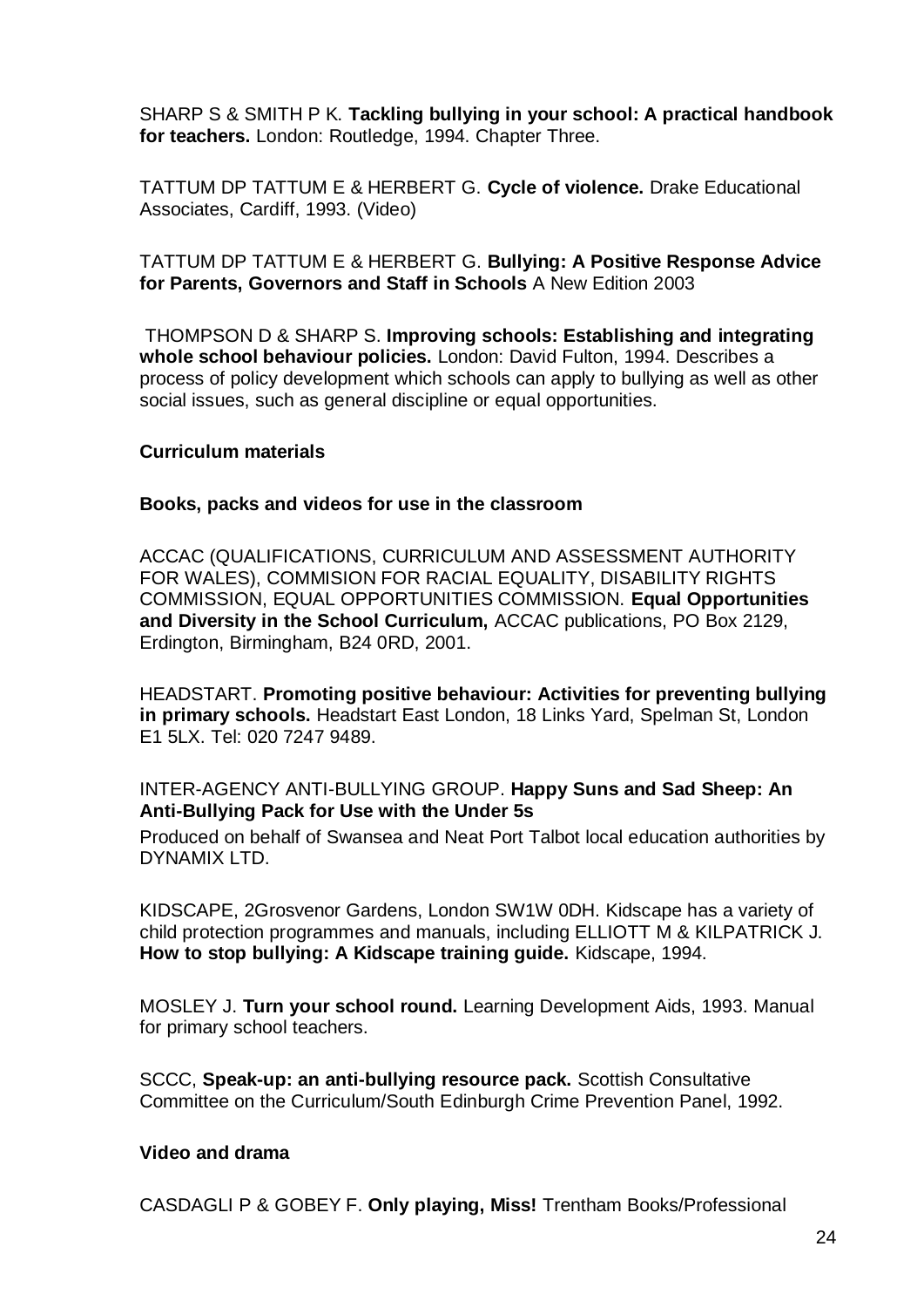SHARP S & SMITH P K. **Tackling bullying in your school: A practical handbook for teachers.** London: Routledge, 1994. Chapter Three.

TATTUM DP TATTUM E & HERBERT G. **Cycle of violence.** Drake Educational Associates, Cardiff, 1993. (Video)

TATTUM DP TATTUM E & HERBERT G. **Bullying: A Positive Response Advice for Parents, Governors and Staff in Schools** A New Edition 2003

THOMPSON D & SHARP S. **Improving schools: Establishing and integrating whole school behaviour policies.** London: David Fulton, 1994. Describes a process of policy development which schools can apply to bullying as well as other social issues, such as general discipline or equal opportunities.

**Curriculum materials**

**Books, packs and videos for use in the classroom**

ACCAC (QUALIFICATIONS, CURRICULUM AND ASSESSMENT AUTHORITY FOR WALES), COMMISION FOR RACIAL EQUALITY, DISABILITY RIGHTS COMMISSION, EQUAL OPPORTUNITIES COMMISSION. **Equal Opportunities and Diversity in the School Curriculum,** ACCAC publications, PO Box 2129, Erdington, Birmingham, B24 0RD, 2001.

HEADSTART. **Promoting positive behaviour: Activities for preventing bullying in primary schools.** Headstart East London, 18 Links Yard, Spelman St, London E1 5LX. Tel: 020 7247 9489.

INTER-AGENCY ANTI-BULLYING GROUP. **Happy Suns and Sad Sheep: An Anti-Bullying Pack for Use with the Under 5s**

Produced on behalf of Swansea and Neat Port Talbot local education authorities by DYNAMIX LTD.

KIDSCAPE, 2Grosvenor Gardens, London SW1W 0DH. Kidscape has a variety of child protection programmes and manuals, including ELLIOTT M & KILPATRICK J. **How to stop bullying: A Kidscape training guide.** Kidscape, 1994.

MOSLEY J. **Turn your school round.** Learning Development Aids, 1993. Manual for primary school teachers.

SCCC, **Speak-up: an anti-bullying resource pack.** Scottish Consultative Committee on the Curriculum/South Edinburgh Crime Prevention Panel, 1992.

**Video and drama**

CASDAGLI P & GOBEY F. **Only playing, Miss!** Trentham Books/Professional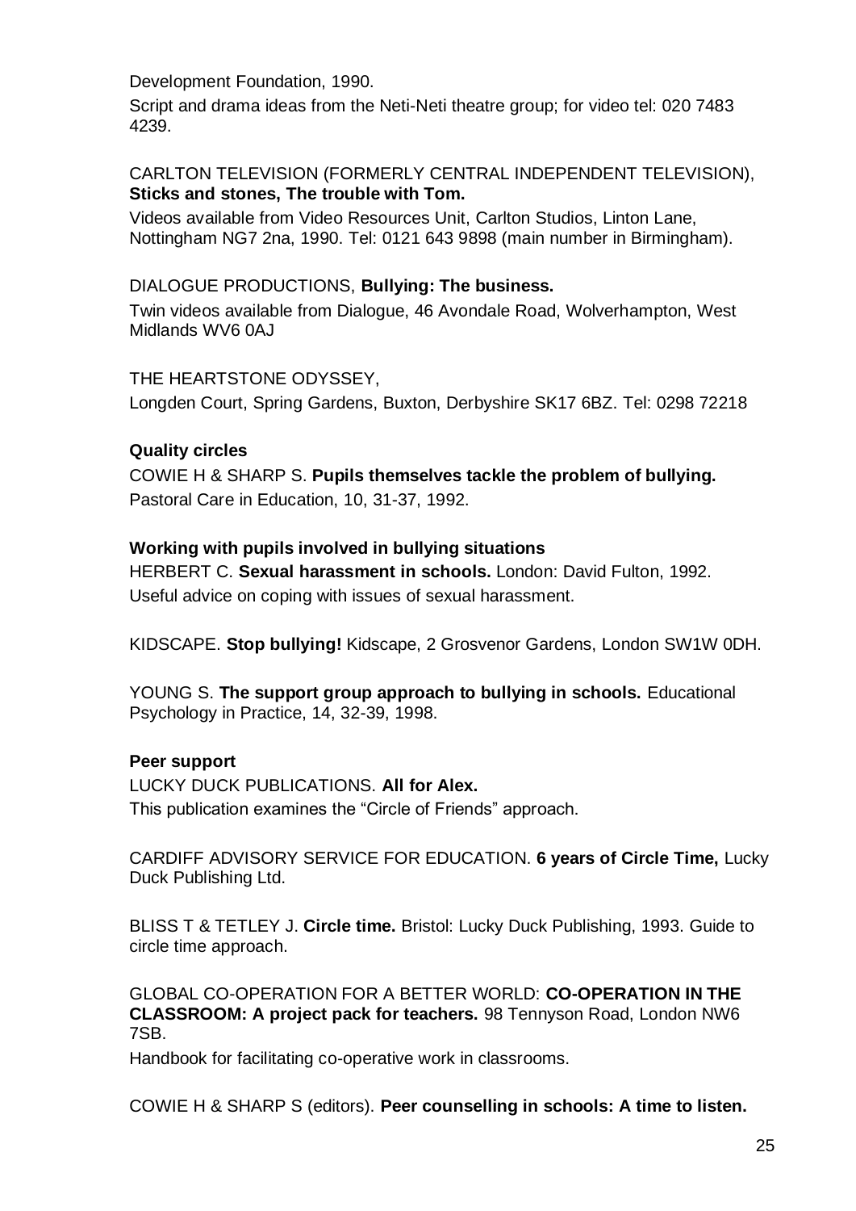Development Foundation, 1990.

Script and drama ideas from the Neti-Neti theatre group; for video tel: 020 7483 4239.

CARLTON TELEVISION (FORMERLY CENTRAL INDEPENDENT TELEVISION), **Sticks and stones, The trouble with Tom.**

Videos available from Video Resources Unit, Carlton Studios, Linton Lane, Nottingham NG7 2na, 1990. Tel: 0121 643 9898 (main number in Birmingham).

DIALOGUE PRODUCTIONS, **Bullying: The business.**

Twin videos available from Dialogue, 46 Avondale Road, Wolverhampton, West Midlands WV6 0AJ

THE HEARTSTONE ODYSSEY,

Longden Court, Spring Gardens, Buxton, Derbyshire SK17 6BZ. Tel: 0298 72218

**Quality circles**

COWIE H & SHARP S. **Pupils themselves tackle the problem of bullying.** Pastoral Care in Education, 10, 31-37, 1992.

**Working with pupils involved in bullying situations**

HERBERT C. **Sexual harassment in schools.** London: David Fulton, 1992. Useful advice on coping with issues of sexual harassment.

KIDSCAPE. **Stop bullying!** Kidscape, 2 Grosvenor Gardens, London SW1W 0DH.

YOUNG S. **The support group approach to bullying in schools.** Educational Psychology in Practice, 14, 32-39, 1998.

**Peer support**

LUCKY DUCK PUBLICATIONS. **All for Alex.**

This publication examines the "Circle of Friends" approach.

CARDIFF ADVISORY SERVICE FOR EDUCATION. **6 years of Circle Time,** Lucky Duck Publishing Ltd.

BLISS T & TETLEY J. **Circle time.** Bristol: Lucky Duck Publishing, 1993. Guide to circle time approach.

GLOBAL CO-OPERATION FOR A BETTER WORLD: **CO-OPERATION IN THE CLASSROOM: A project pack for teachers.** 98 Tennyson Road, London NW6 7SB.

Handbook for facilitating co-operative work in classrooms.

COWIE H & SHARP S (editors). **Peer counselling in schools: A time to listen.**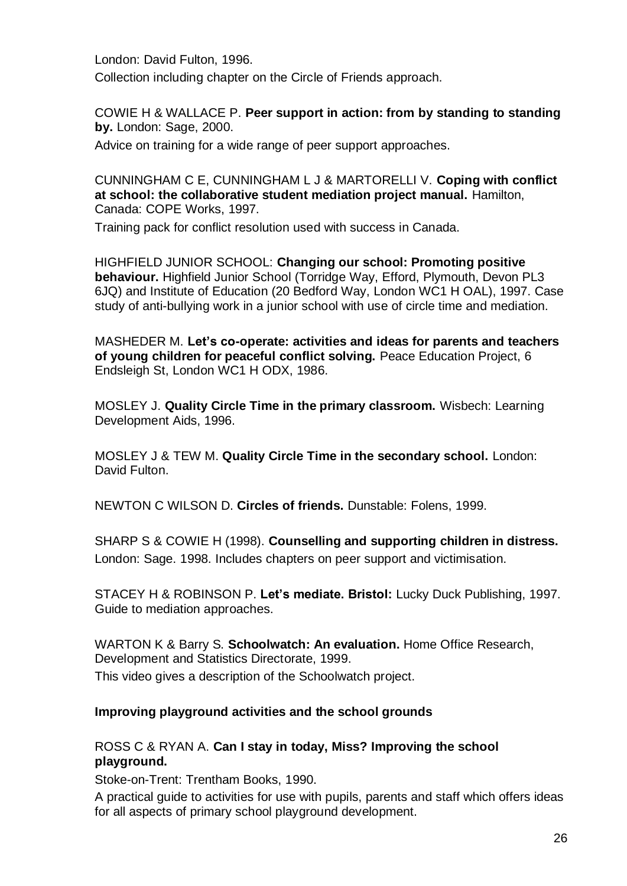London: David Fulton, 1996.

Collection including chapter on the Circle of Friends approach.

COWIE H & WALLACE P. **Peer support in action: from by standing to standing by.** London: Sage, 2000.

Advice on training for a wide range of peer support approaches.

CUNNINGHAM C E, CUNNINGHAM L J & MARTORELLI V. **Coping with conflict at school: the collaborative student mediation project manual.** Hamilton, Canada: COPE Works, 1997.

Training pack for conflict resolution used with success in Canada.

HIGHFIELD JUNIOR SCHOOL: **Changing our school: Promoting positive behaviour.** Highfield Junior School (Torridge Way, Efford, Plymouth, Devon PL3 6JQ) and Institute of Education (20 Bedford Way, London WC1 H OAL), 1997. Case study of anti-bullying work in a junior school with use of circle time and mediation.

MASHEDER M. **Let's co-operate: activities and ideas for parents and teachers of young children for peaceful conflict solving.** Peace Education Project, 6 Endsleigh St, London WC1 H ODX, 1986.

MOSLEY J. **Quality Circle Time in the primary classroom.** Wisbech: Learning Development Aids, 1996.

MOSLEY J & TEW M. **Quality Circle Time in the secondary school.** London: David Fulton.

NEWTON C WILSON D. **Circles of friends.** Dunstable: Folens, 1999.

SHARP S & COWIE H (1998). **Counselling and supporting children in distress.** London: Sage. 1998. Includes chapters on peer support and victimisation.

STACEY H & ROBINSON P. **Let's mediate. Bristol:** Lucky Duck Publishing, 1997. Guide to mediation approaches.

WARTON K & Barry S. **Schoolwatch: An evaluation.** Home Office Research, Development and Statistics Directorate, 1999.

This video gives a description of the Schoolwatch project.

**Improving playground activities and the school grounds**

ROSS C & RYAN A. **Can I stay in today, Miss? Improving the school playground.**

Stoke-on-Trent: Trentham Books, 1990.

A practical guide to activities for use with pupils, parents and staff which offers ideas for all aspects of primary school playground development.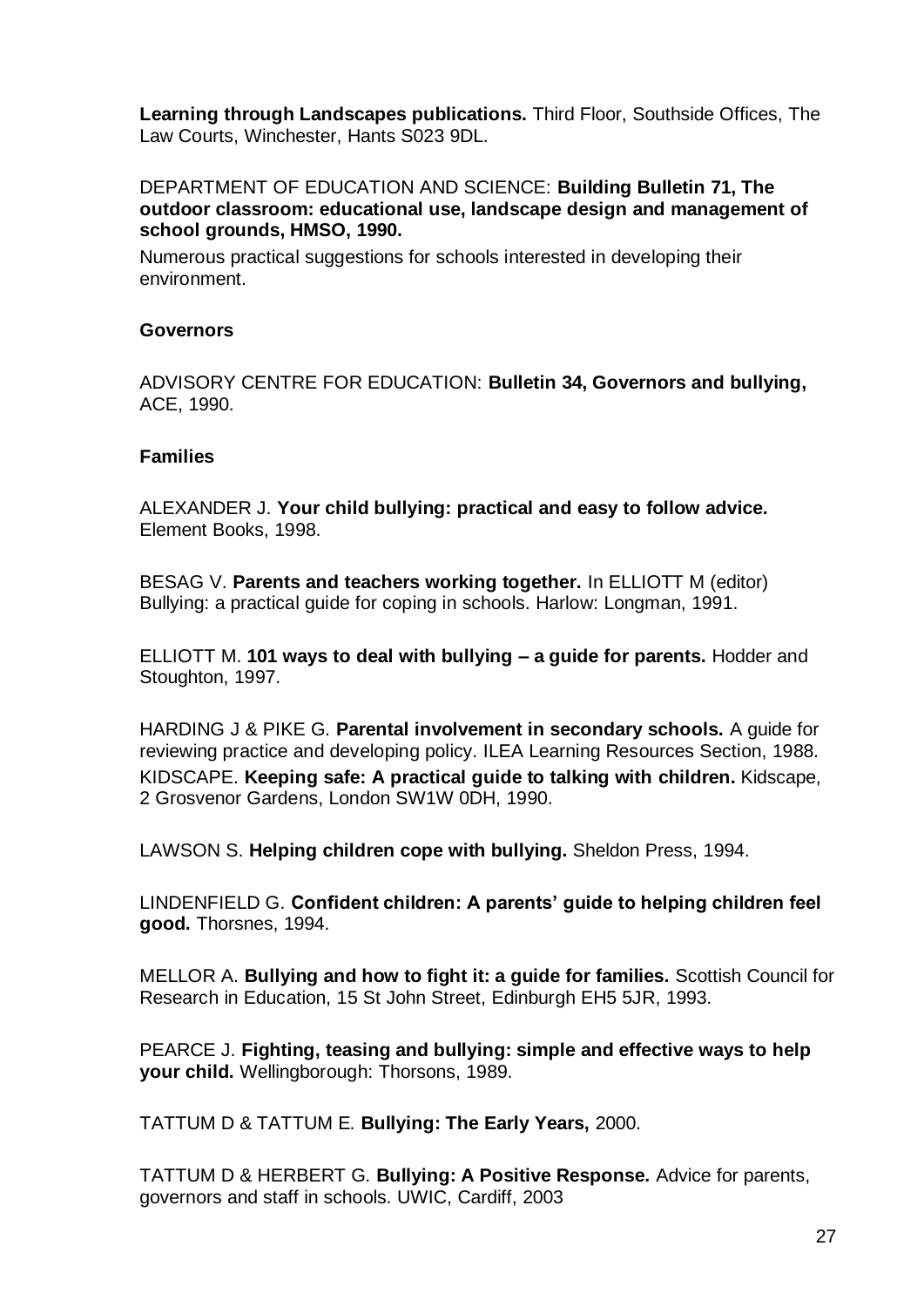**Learning through Landscapes publications.** Third Floor, Southside Offices, The Law Courts, Winchester, Hants S023 9DL.

DEPARTMENT OF EDUCATION AND SCIENCE: **Building Bulletin 71, The outdoor classroom: educational use, landscape design and management of school grounds, HMSO, 1990.**

Numerous practical suggestions for schools interested in developing their environment.

**Governors**

ADVISORY CENTRE FOR EDUCATION: **Bulletin 34, Governors and bullying,** ACE, 1990.

**Families**

ALEXANDER J. **Your child bullying: practical and easy to follow advice.** Element Books, 1998.

BESAG V. **Parents and teachers working together.** In ELLIOTT M (editor) Bullying: a practical guide for coping in schools. Harlow: Longman, 1991.

ELLIOTT M. **101 ways to deal with bullying – a guide for parents.** Hodder and Stoughton, 1997.

HARDING J & PIKE G. **Parental involvement in secondary schools.** A guide for reviewing practice and developing policy. ILEA Learning Resources Section, 1988.

KIDSCAPE. **Keeping safe: A practical guide to talking with children.** Kidscape, 2 Grosvenor Gardens, London SW1W 0DH, 1990.

LAWSON S. **Helping children cope with bullying.** Sheldon Press, 1994.

LINDENFIELD G. **Confident children: A parents' guide to helping children feel good.** Thorsnes, 1994.

MELLOR A. **Bullying and how to fight it: a guide for families.** Scottish Council for Research in Education, 15 St John Street, Edinburgh EH5 5JR, 1993.

PEARCE J. **Fighting, teasing and bullying: simple and effective ways to help your child.** Wellingborough: Thorsons, 1989.

TATTUM D & TATTUM E. **Bullying: The Early Years,** 2000.

TATTUM D & HERBERT G. **Bullying: A Positive Response.** Advice for parents, governors and staff in schools. UWIC, Cardiff, 2003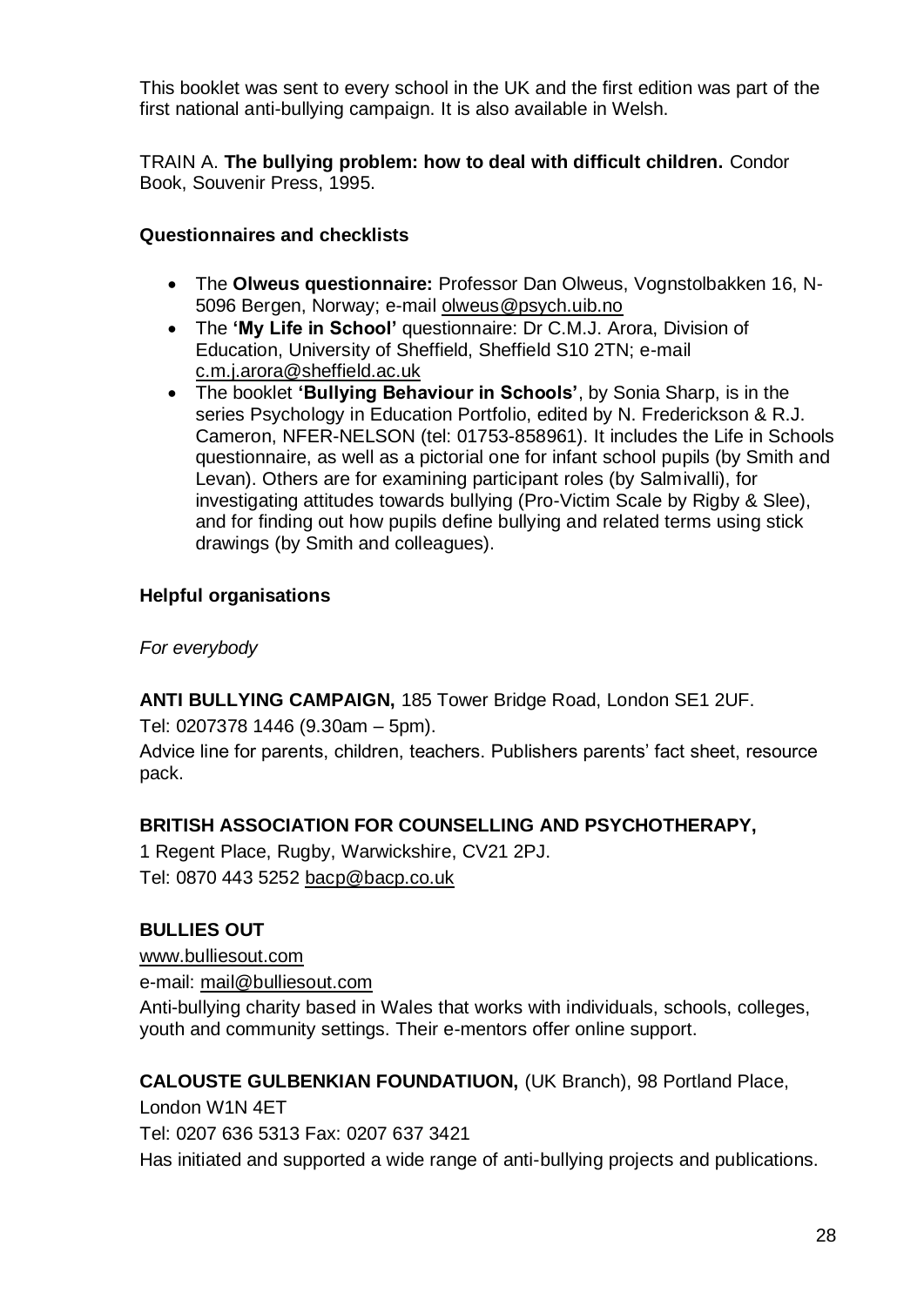This booklet was sent to every school in the UK and the first edition was part of the first national anti-bullying campaign. It is also available in Welsh.

TRAIN A. **The bullying problem: how to deal with difficult children.** Condor Book, Souvenir Press, 1995.

### Questionnaires and checklists

- The **Olweus questionnaire:** Professor Dan Olweus, Vognstolbakken 16, N-5096 Bergen, Norway; e-mail olweus@psych.uib.no
- The **'My Life in School'** questionnaire: Dr C.M.J. Arora, Division of Education, University of Sheffield, Sheffield S10 2TN; e-mail c.m.j.arora@sheffield.ac.uk
- The booklet **'Bullying Behaviour in Schools'**, by Sonia Sharp, is in the series Psychology in Education Portfolio, edited by N. Frederickson & R.J. Cameron, NFER-NELSON (tel: 01753-858961). It includes the Life in Schools questionnaire, as well as a pictorial one for infant school pupils (by Smith and Levan). Others are for examining participant roles (by Salmivalli), for investigating attitudes towards bullying (Pro-Victim Scale by Rigby & Slee), and for finding out how pupils define bullying and related terms using stick drawings (by Smith and colleagues).

### Helpful organisations

*For everybody*

**ANTI BULLYING CAMPAIGN,** 185 Tower Bridge Road, London SE1 2UF.
Tel: 0207378 1446 (9.30am – 5pm).
Advice line for parents, children, teachers. Publishers parents' fact sheet, resource pack.

**BRITISH ASSOCIATION FOR COUNSELLING AND PSYCHOTHERAPY,**
1 Regent Place, Rugby, Warwickshire, CV21 2PJ.
Tel: 0870 443 5252 bacp@bacp.co.uk

**BULLIES OUT**
www.bulliesout.com
e-mail: mail@bulliesout.com
Anti-bullying charity based in Wales that works with individuals, schools, colleges, youth and community settings. Their e-mentors offer online support.

**CALOUSTE GULBENKIAN FOUNDATIUON,** (UK Branch), 98 Portland Place, London W1N 4ET
Tel: 0207 636 5313 Fax: 0207 637 3421
Has initiated and supported a wide range of anti-bullying projects and publications.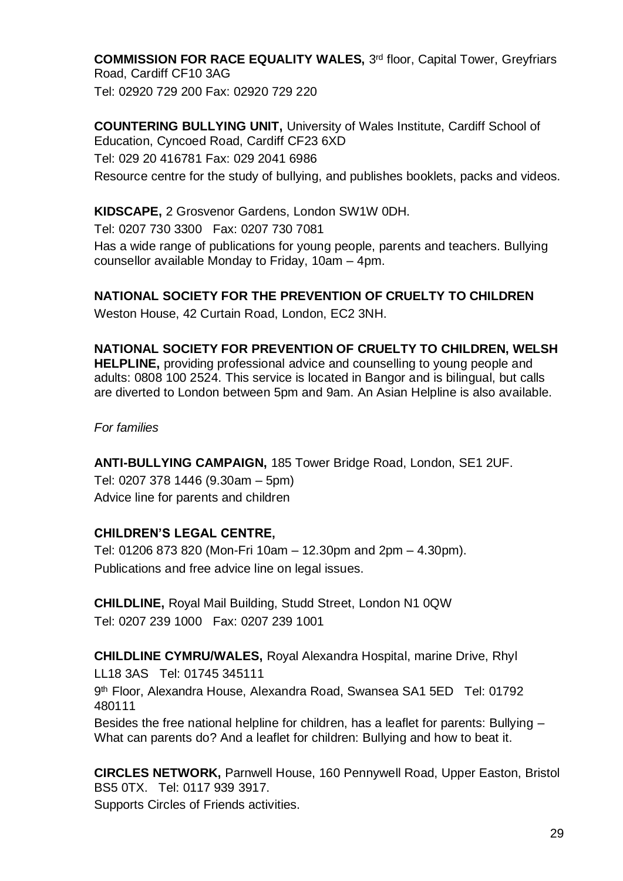**COMMISSION FOR RACE EQUALITY WALES,** 3rd floor, Capital Tower, Greyfriars Road, Cardiff CF10 3AG
Tel: 02920 729 200 Fax: 02920 729 220

**COUNTERING BULLYING UNIT,** University of Wales Institute, Cardiff School of Education, Cyncoed Road, Cardiff CF23 6XD
Tel: 029 20 416781 Fax: 029 2041 6986
Resource centre for the study of bullying, and publishes booklets, packs and videos.

**KIDSCAPE,** 2 Grosvenor Gardens, London SW1W 0DH.
Tel: 0207 730 3300 Fax: 0207 730 7081
Has a wide range of publications for young people, parents and teachers. Bullying counsellor available Monday to Friday, 10am – 4pm.

**NATIONAL SOCIETY FOR THE PREVENTION OF CRUELTY TO CHILDREN**
Weston House, 42 Curtain Road, London, EC2 3NH.

**NATIONAL SOCIETY FOR PREVENTION OF CRUELTY TO CHILDREN, WELSH HELPLINE,** providing professional advice and counselling to young people and adults: 0808 100 2524. This service is located in Bangor and is bilingual, but calls are diverted to London between 5pm and 9am. An Asian Helpline is also available.

*For families*

**ANTI-BULLYING CAMPAIGN,** 185 Tower Bridge Road, London, SE1 2UF.
Tel: 0207 378 1446 (9.30am – 5pm)
Advice line for parents and children

**CHILDREN'S LEGAL CENTRE,**
Tel: 01206 873 820 (Mon-Fri 10am – 12.30pm and 2pm – 4.30pm).
Publications and free advice line on legal issues.

**CHILDLINE,** Royal Mail Building, Studd Street, London N1 0QW
Tel: 0207 239 1000 Fax: 0207 239 1001

**CHILDLINE CYMRU/WALES,** Royal Alexandra Hospital, marine Drive, Rhyl LL18 3AS Tel: 01745 345111
9th Floor, Alexandra House, Alexandra Road, Swansea SA1 5ED Tel: 01792 480111
Besides the free national helpline for children, has a leaflet for parents: Bullying – What can parents do? And a leaflet for children: Bullying and how to beat it.

**CIRCLES NETWORK,** Parnwell House, 160 Pennywell Road, Upper Easton, Bristol BS5 0TX. Tel: 0117 939 3917.
Supports Circles of Friends activities.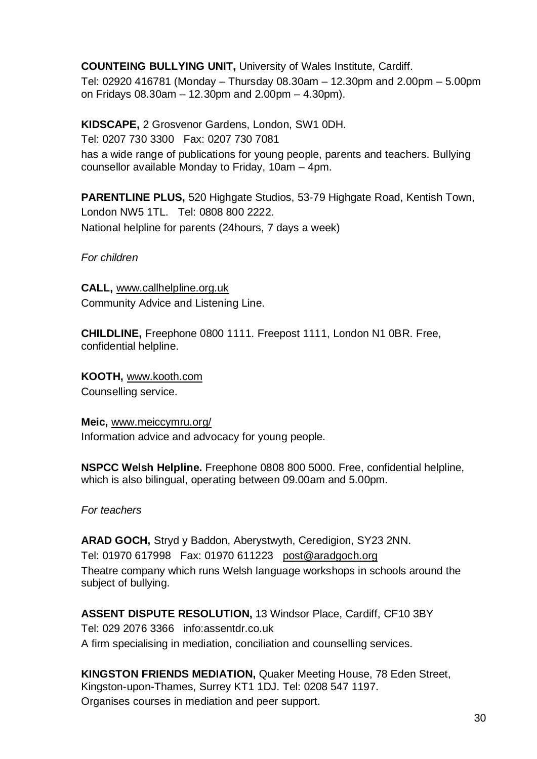**COUNTEING BULLYING UNIT,** University of Wales Institute, Cardiff.
Tel: 02920 416781 (Monday – Thursday 08.30am – 12.30pm and 2.00pm – 5.00pm on Fridays 08.30am – 12.30pm and 2.00pm – 4.30pm).

**KIDSCAPE,** 2 Grosvenor Gardens, London, SW1 0DH.
Tel: 0207 730 3300 Fax: 0207 730 7081
has a wide range of publications for young people, parents and teachers. Bullying counsellor available Monday to Friday, 10am – 4pm.

**PARENTLINE PLUS,** 520 Highgate Studios, 53-79 Highgate Road, Kentish Town, London NW5 1TL. Tel: 0808 800 2222.
National helpline for parents (24hours, 7 days a week)

*For children*

**CALL,** www.callhelpline.org.uk
Community Advice and Listening Line.

**CHILDLINE,** Freephone 0800 1111. Freepost 1111, London N1 0BR. Free, confidential helpline.

**KOOTH,** www.kooth.com
Counselling service.

**Meic,** www.meiccymru.org/
Information advice and advocacy for young people.

**NSPCC Welsh Helpline.** Freephone 0808 800 5000. Free, confidential helpline, which is also bilingual, operating between 09.00am and 5.00pm.

*For teachers*

**ARAD GOCH,** Stryd y Baddon, Aberystwyth, Ceredigion, SY23 2NN.
Tel: 01970 617998 Fax: 01970 611223 post@aradgoch.org
Theatre company which runs Welsh language workshops in schools around the subject of bullying.

**ASSENT DISPUTE RESOLUTION,** 13 Windsor Place, Cardiff, CF10 3BY
Tel: 029 2076 3366 info:assentdr.co.uk
A firm specialising in mediation, conciliation and counselling services.

**KINGSTON FRIENDS MEDIATION,** Quaker Meeting House, 78 Eden Street, Kingston-upon-Thames, Surrey KT1 1DJ. Tel: 0208 547 1197.
Organises courses in mediation and peer support.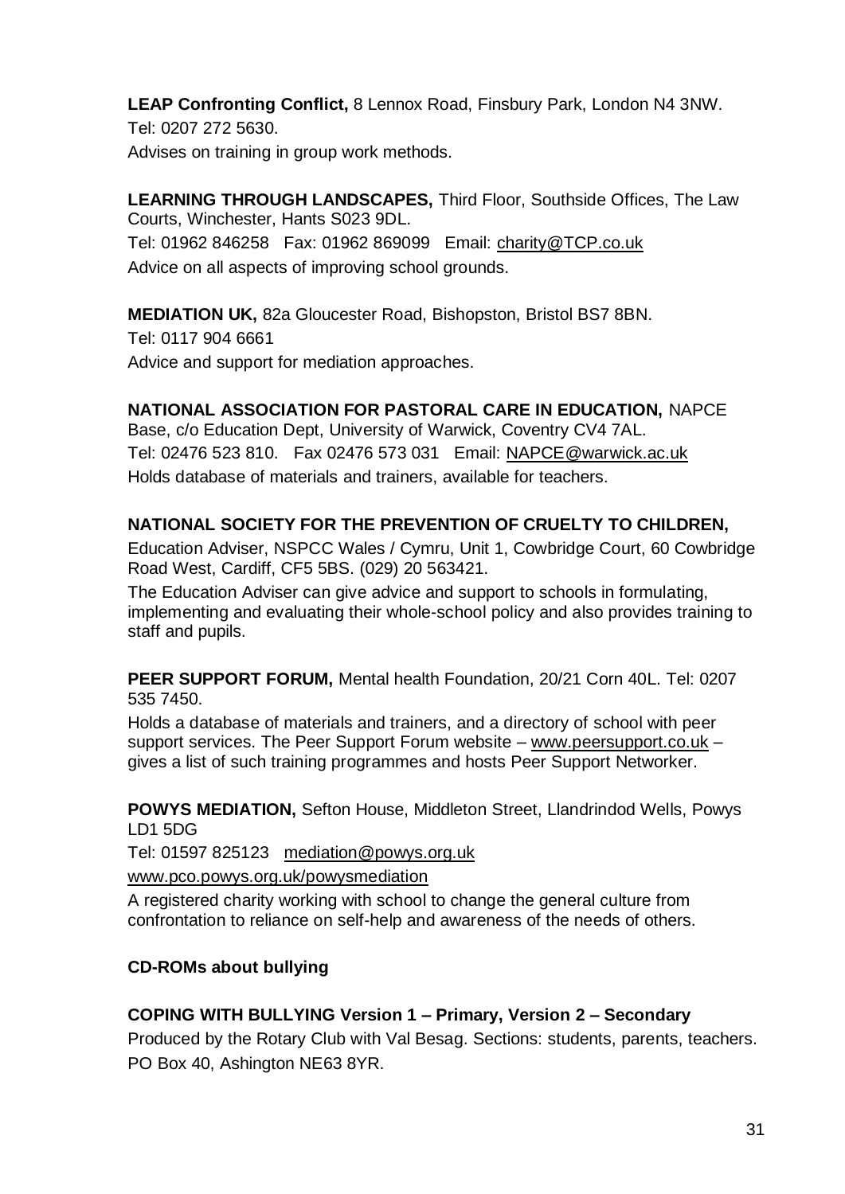**LEAP Confronting Conflict,** 8 Lennox Road, Finsbury Park, London N4 3NW.
Tel: 0207 272 5630.
Advises on training in group work methods.

**LEARNING THROUGH LANDSCAPES,** Third Floor, Southside Offices, The Law Courts, Winchester, Hants S023 9DL.
Tel: 01962 846258 Fax: 01962 869099 Email: charity@TCP.co.uk
Advice on all aspects of improving school grounds.

**MEDIATION UK,** 82a Gloucester Road, Bishopston, Bristol BS7 8BN.
Tel: 0117 904 6661
Advice and support for mediation approaches.

**NATIONAL ASSOCIATION FOR PASTORAL CARE IN EDUCATION,** NAPCE Base, c/o Education Dept, University of Warwick, Coventry CV4 7AL.
Tel: 02476 523 810. Fax 02476 573 031 Email: NAPCE@warwick.ac.uk
Holds database of materials and trainers, available for teachers.

**NATIONAL SOCIETY FOR THE PREVENTION OF CRUELTY TO CHILDREN,**
Education Adviser, NSPCC Wales / Cymru, Unit 1, Cowbridge Court, 60 Cowbridge Road West, Cardiff, CF5 5BS. (029) 20 563421.

The Education Adviser can give advice and support to schools in formulating, implementing and evaluating their whole-school policy and also provides training to staff and pupils.

**PEER SUPPORT FORUM,** Mental health Foundation, 20/21 Corn 40L. Tel: 0207 535 7450.

Holds a database of materials and trainers, and a directory of school with peer support services. The Peer Support Forum website – www.peersupport.co.uk – gives a list of such training programmes and hosts Peer Support Networker.

**POWYS MEDIATION,** Sefton House, Middleton Street, Llandrindod Wells, Powys LD1 5DG
Tel: 01597 825123 mediation@powys.org.uk
www.pco.powys.org.uk/powysmediation

A registered charity working with school to change the general culture from confrontation to reliance on self-help and awareness of the needs of others.

**CD-ROMs about bullying**

**COPING WITH BULLYING Version 1 – Primary, Version 2 – Secondary**
Produced by the Rotary Club with Val Besag. Sections: students, parents, teachers.
PO Box 40, Ashington NE63 8YR.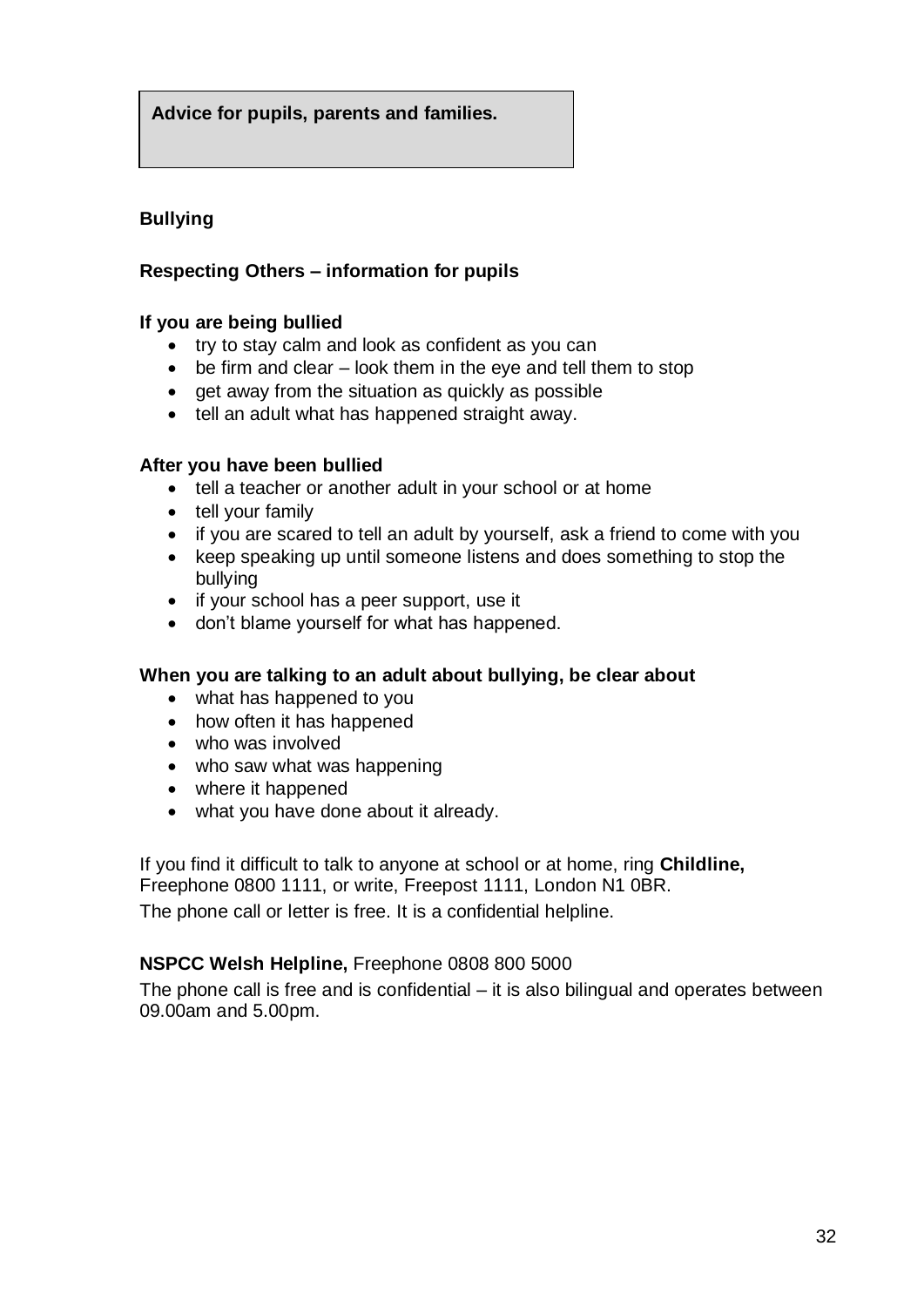**Advice for pupils, parents and families.**

## Bullying

### Respecting Others – information for pupils

**If you are being bullied**

- try to stay calm and look as confident as you can
- be firm and clear – look them in the eye and tell them to stop
- get away from the situation as quickly as possible
- tell an adult what has happened straight away.

**After you have been bullied**

- tell a teacher or another adult in your school or at home
- tell your family
- if you are scared to tell an adult by yourself, ask a friend to come with you
- keep speaking up until someone listens and does something to stop the bullying
- if your school has a peer support, use it
- don't blame yourself for what has happened.

**When you are talking to an adult about bullying, be clear about**

- what has happened to you
- how often it has happened
- who was involved
- who saw what was happening
- where it happened
- what you have done about it already.

If you find it difficult to talk to anyone at school or at home, ring **Childline,** Freephone 0800 1111, or write, Freepost 1111, London N1 0BR.
The phone call or letter is free. It is a confidential helpline.

**NSPCC Welsh Helpline,** Freephone 0808 800 5000

The phone call is free and is confidential – it is also bilingual and operates between 09.00am and 5.00pm.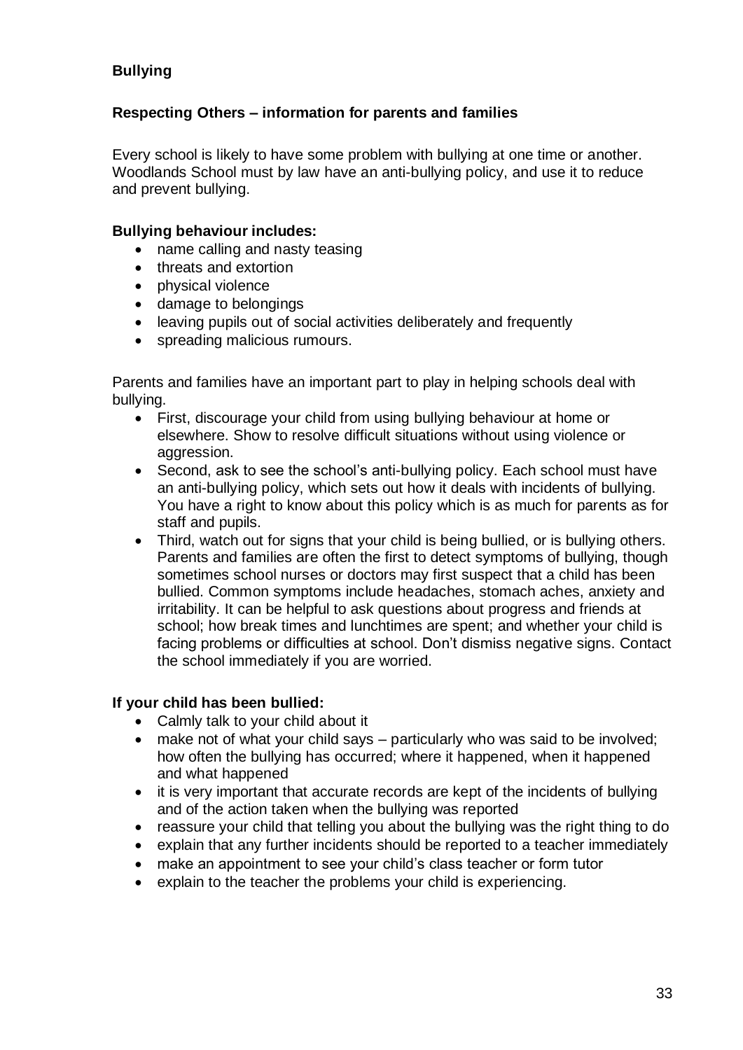## Bullying

### Respecting Others – information for parents and families

Every school is likely to have some problem with bullying at one time or another. Woodlands School must by law have an anti-bullying policy, and use it to reduce and prevent bullying.

**Bullying behaviour includes:**

- name calling and nasty teasing
- threats and extortion
- physical violence
- damage to belongings
- leaving pupils out of social activities deliberately and frequently
- spreading malicious rumours.

Parents and families have an important part to play in helping schools deal with bullying.

- First, discourage your child from using bullying behaviour at home or elsewhere. Show to resolve difficult situations without using violence or aggression.
- Second, ask to see the school's anti-bullying policy. Each school must have an anti-bullying policy, which sets out how it deals with incidents of bullying. You have a right to know about this policy which is as much for parents as for staff and pupils.
- Third, watch out for signs that your child is being bullied, or is bullying others. Parents and families are often the first to detect symptoms of bullying, though sometimes school nurses or doctors may first suspect that a child has been bullied. Common symptoms include headaches, stomach aches, anxiety and irritability. It can be helpful to ask questions about progress and friends at school; how break times and lunchtimes are spent; and whether your child is facing problems or difficulties at school. Don't dismiss negative signs. Contact the school immediately if you are worried.

**If your child has been bullied:**

- Calmly talk to your child about it
- make not of what your child says – particularly who was said to be involved; how often the bullying has occurred; where it happened, when it happened and what happened
- it is very important that accurate records are kept of the incidents of bullying and of the action taken when the bullying was reported
- reassure your child that telling you about the bullying was the right thing to do
- explain that any further incidents should be reported to a teacher immediately
- make an appointment to see your child's class teacher or form tutor
- explain to the teacher the problems your child is experiencing.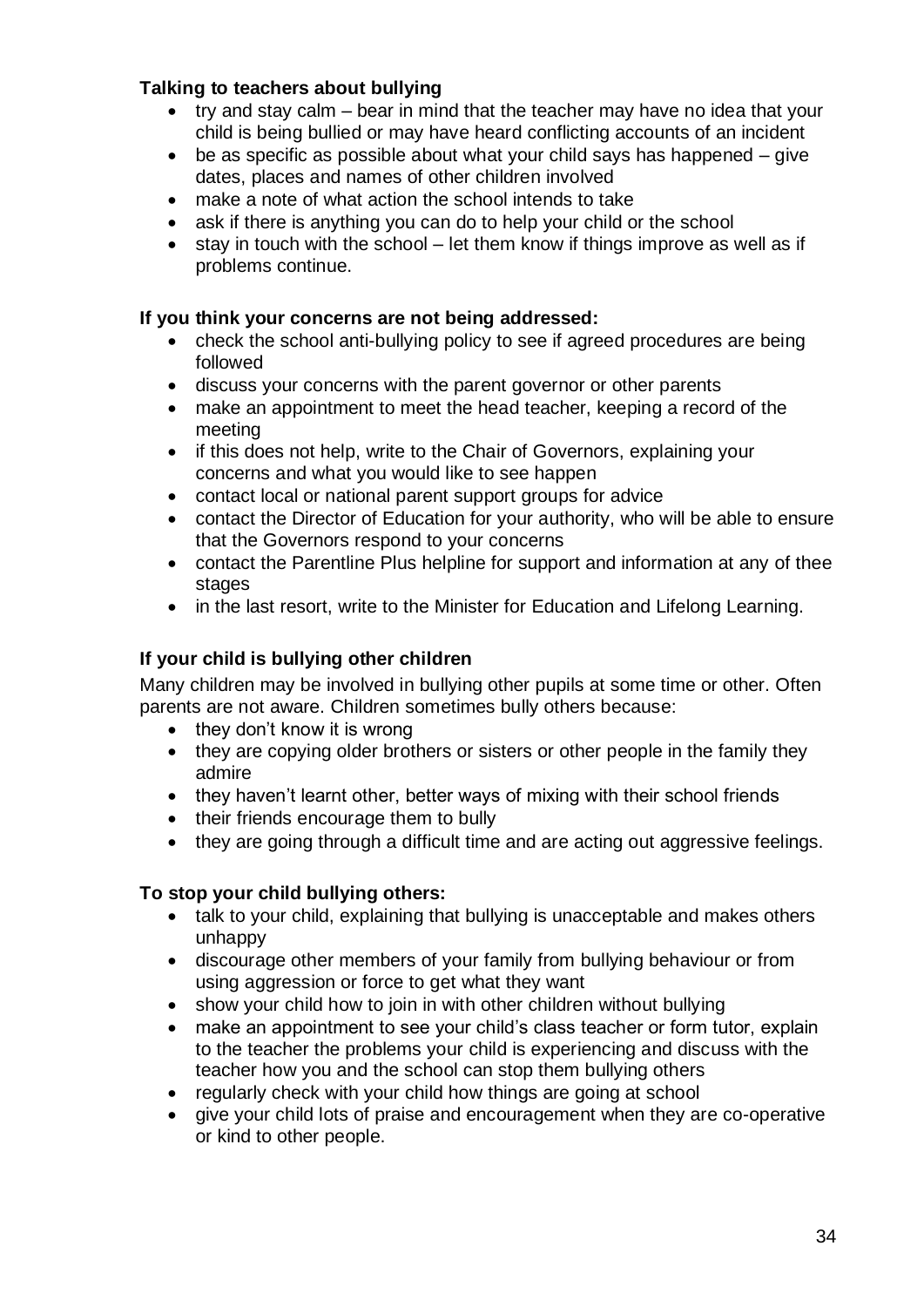**Talking to teachers about bullying**

- try and stay calm – bear in mind that the teacher may have no idea that your child is being bullied or may have heard conflicting accounts of an incident
- be as specific as possible about what your child says has happened – give dates, places and names of other children involved
- make a note of what action the school intends to take
- ask if there is anything you can do to help your child or the school
- stay in touch with the school – let them know if things improve as well as if problems continue.

**If you think your concerns are not being addressed:**

- check the school anti-bullying policy to see if agreed procedures are being followed
- discuss your concerns with the parent governor or other parents
- make an appointment to meet the head teacher, keeping a record of the meeting
- if this does not help, write to the Chair of Governors, explaining your concerns and what you would like to see happen
- contact local or national parent support groups for advice
- contact the Director of Education for your authority, who will be able to ensure that the Governors respond to your concerns
- contact the Parentline Plus helpline for support and information at any of thee stages
- in the last resort, write to the Minister for Education and Lifelong Learning.

**If your child is bullying other children**

Many children may be involved in bullying other pupils at some time or other. Often parents are not aware. Children sometimes bully others because:

- they don't know it is wrong
- they are copying older brothers or sisters or other people in the family they admire
- they haven't learnt other, better ways of mixing with their school friends
- their friends encourage them to bully
- they are going through a difficult time and are acting out aggressive feelings.

**To stop your child bullying others:**

- talk to your child, explaining that bullying is unacceptable and makes others unhappy
- discourage other members of your family from bullying behaviour or from using aggression or force to get what they want
- show your child how to join in with other children without bullying
- make an appointment to see your child's class teacher or form tutor, explain to the teacher the problems your child is experiencing and discuss with the teacher how you and the school can stop them bullying others
- regularly check with your child how things are going at school
- give your child lots of praise and encouragement when they are co-operative or kind to other people.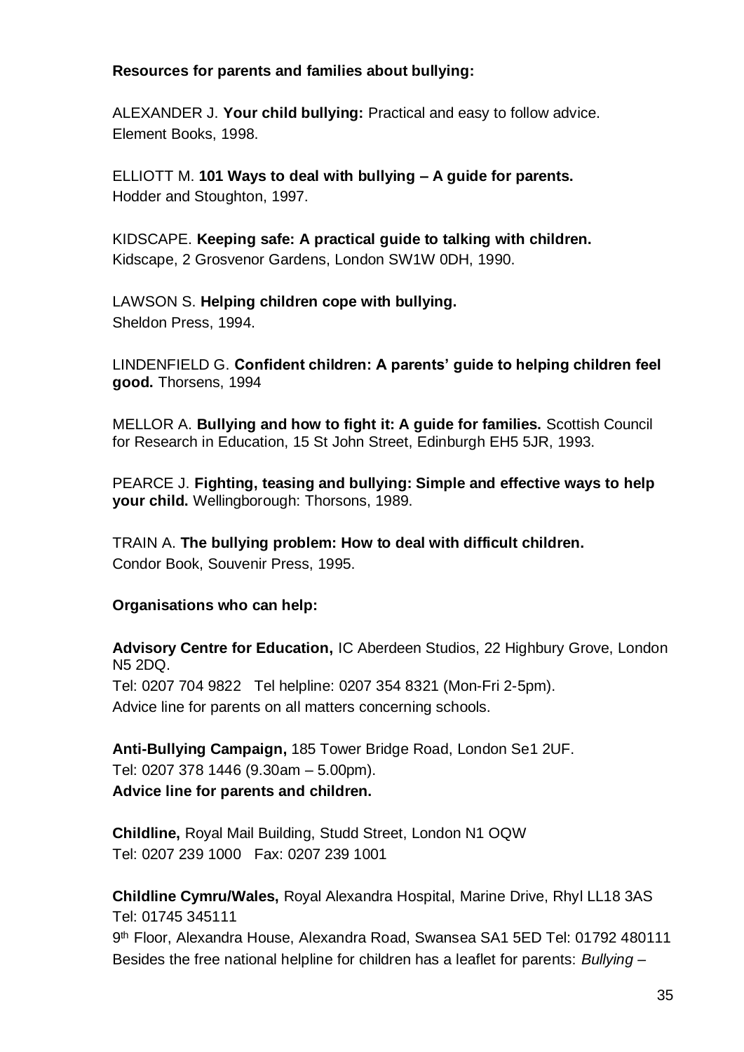**Resources for parents and families about bullying:**

ALEXANDER J. **Your child bullying:** Practical and easy to follow advice.
Element Books, 1998.

ELLIOTT M. **101 Ways to deal with bullying – A guide for parents.**
Hodder and Stoughton, 1997.

KIDSCAPE. **Keeping safe: A practical guide to talking with children.**
Kidscape, 2 Grosvenor Gardens, London SW1W 0DH, 1990.

LAWSON S. **Helping children cope with bullying.**
Sheldon Press, 1994.

LINDENFIELD G. **Confident children: A parents' guide to helping children feel good.** Thorsens, 1994

MELLOR A. **Bullying and how to fight it: A guide for families.** Scottish Council for Research in Education, 15 St John Street, Edinburgh EH5 5JR, 1993.

PEARCE J. **Fighting, teasing and bullying: Simple and effective ways to help your child.** Wellingborough: Thorsons, 1989.

TRAIN A. **The bullying problem: How to deal with difficult children.**
Condor Book, Souvenir Press, 1995.

**Organisations who can help:**

**Advisory Centre for Education,** IC Aberdeen Studios, 22 Highbury Grove, London N5 2DQ.
Tel: 0207 704 9822 Tel helpline: 0207 354 8321 (Mon-Fri 2-5pm).
Advice line for parents on all matters concerning schools.

**Anti-Bullying Campaign,** 185 Tower Bridge Road, London Se1 2UF.
Tel: 0207 378 1446 (9.30am – 5.00pm).
**Advice line for parents and children.**

**Childline,** Royal Mail Building, Studd Street, London N1 OQW
Tel: 0207 239 1000 Fax: 0207 239 1001

**Childline Cymru/Wales,** Royal Alexandra Hospital, Marine Drive, Rhyl LL18 3AS
Tel: 01745 345111
9th Floor, Alexandra House, Alexandra Road, Swansea SA1 5ED Tel: 01792 480111
Besides the free national helpline for children has a leaflet for parents: *Bullying* –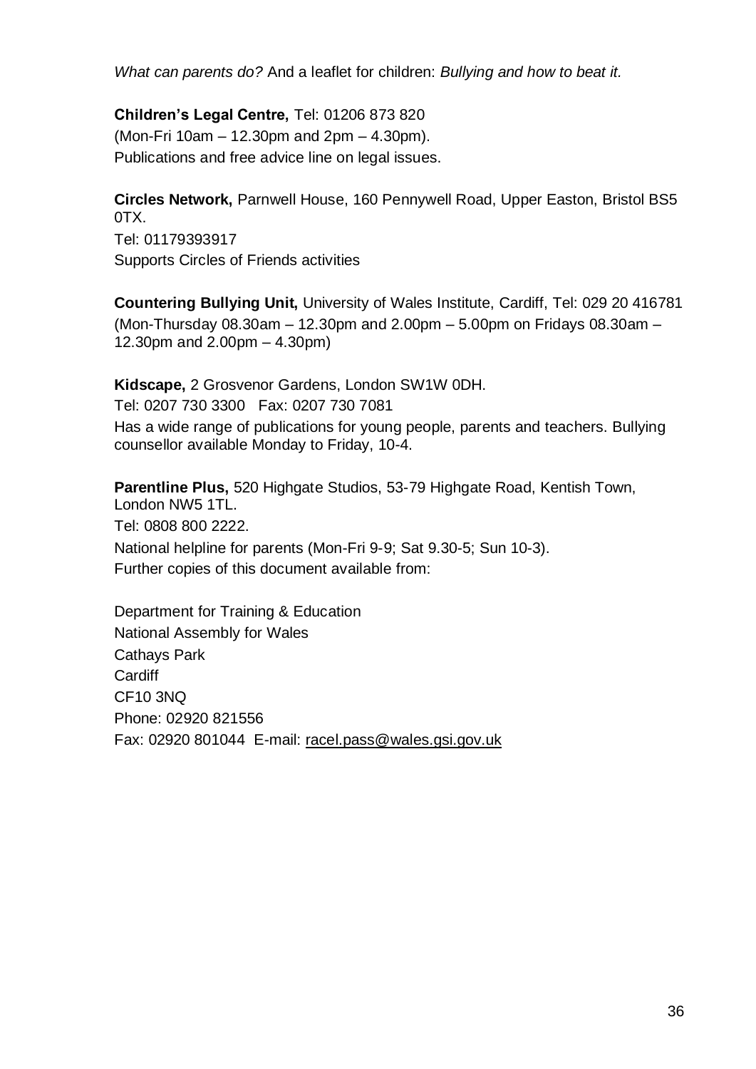*What can parents do?* And a leaflet for children: *Bullying and how to beat it.*

**Children's Legal Centre,** Tel: 01206 873 820
(Mon-Fri 10am – 12.30pm and 2pm – 4.30pm).
Publications and free advice line on legal issues.

**Circles Network,** Parnwell House, 160 Pennywell Road, Upper Easton, Bristol BS5 0TX.
Tel: 01179393917
Supports Circles of Friends activities

**Countering Bullying Unit,** University of Wales Institute, Cardiff, Tel: 029 20 416781
(Mon-Thursday 08.30am – 12.30pm and 2.00pm – 5.00pm on Fridays 08.30am – 12.30pm and 2.00pm – 4.30pm)

**Kidscape,** 2 Grosvenor Gardens, London SW1W 0DH.
Tel: 0207 730 3300 Fax: 0207 730 7081
Has a wide range of publications for young people, parents and teachers. Bullying counsellor available Monday to Friday, 10-4.

**Parentline Plus,** 520 Highgate Studios, 53-79 Highgate Road, Kentish Town, London NW5 1TL.
Tel: 0808 800 2222.
National helpline for parents (Mon-Fri 9-9; Sat 9.30-5; Sun 10-3).
Further copies of this document available from:

Department for Training & Education
National Assembly for Wales
Cathays Park
Cardiff
CF10 3NQ
Phone: 02920 821556
Fax: 02920 801044 E-mail: racel.pass@wales.gsi.gov.uk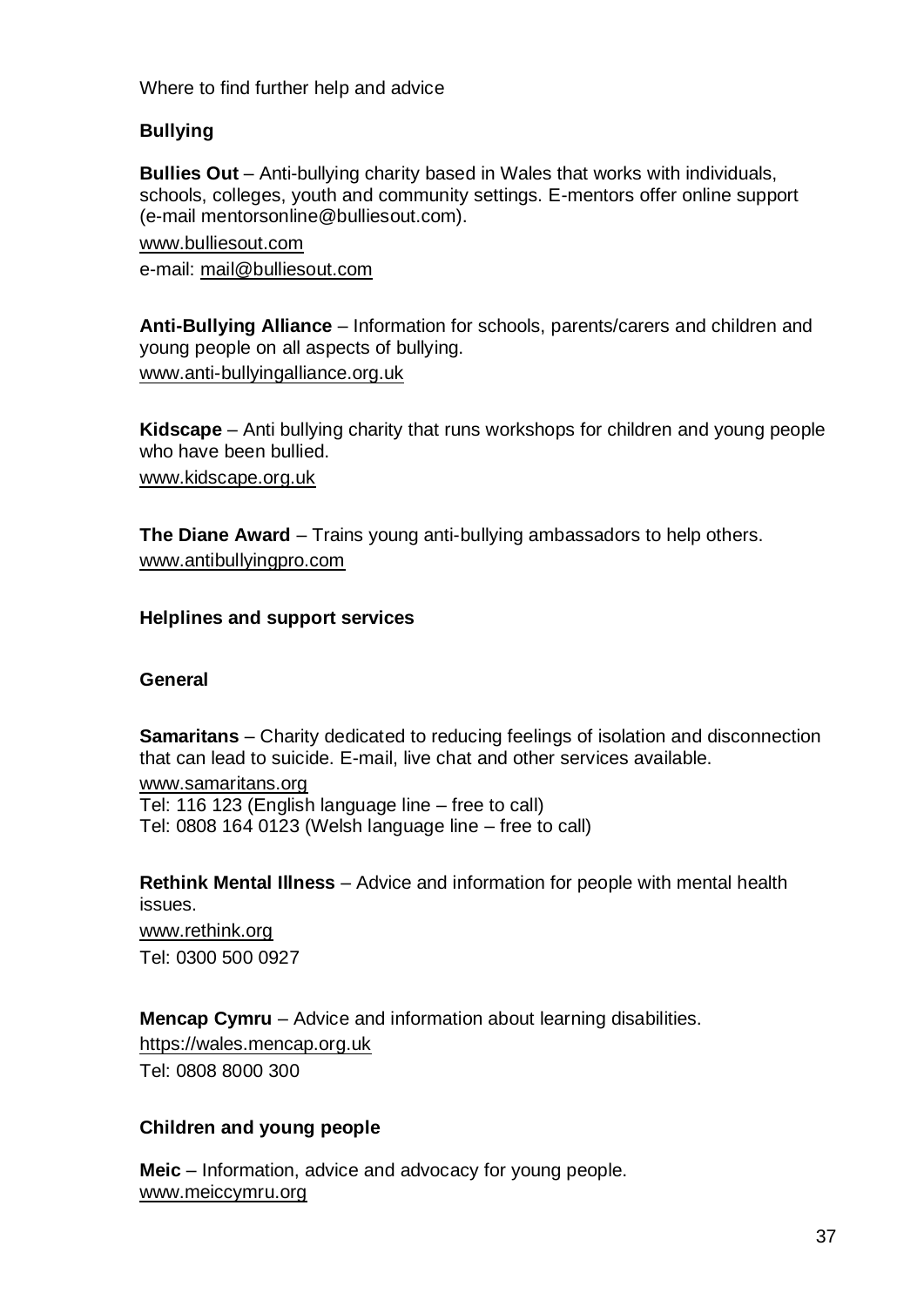Where to find further help and advice

## Bullying

**Bullies Out** – Anti-bullying charity based in Wales that works with individuals, schools, colleges, youth and community settings. E-mentors offer online support (e-mail mentorsonline@bulliesout.com).

www.bulliesout.com

e-mail: mail@bulliesout.com

**Anti-Bullying Alliance** – Information for schools, parents/carers and children and young people on all aspects of bullying.

www.anti-bullyingalliance.org.uk

**Kidscape** – Anti bullying charity that runs workshops for children and young people who have been bullied.

www.kidscape.org.uk

**The Diane Award** – Trains young anti-bullying ambassadors to help others.

www.antibullyingpro.com

## Helplines and support services

### General

**Samaritans** – Charity dedicated to reducing feelings of isolation and disconnection that can lead to suicide. E-mail, live chat and other services available.

www.samaritans.org

Tel: 116 123 (English language line – free to call)

Tel: 0808 164 0123 (Welsh language line – free to call)

**Rethink Mental Illness** – Advice and information for people with mental health issues.

www.rethink.org

Tel: 0300 500 0927

**Mencap Cymru** – Advice and information about learning disabilities.

https://wales.mencap.org.uk

Tel: 0808 8000 300

### Children and young people

**Meic** – Information, advice and advocacy for young people.

www.meiccymru.org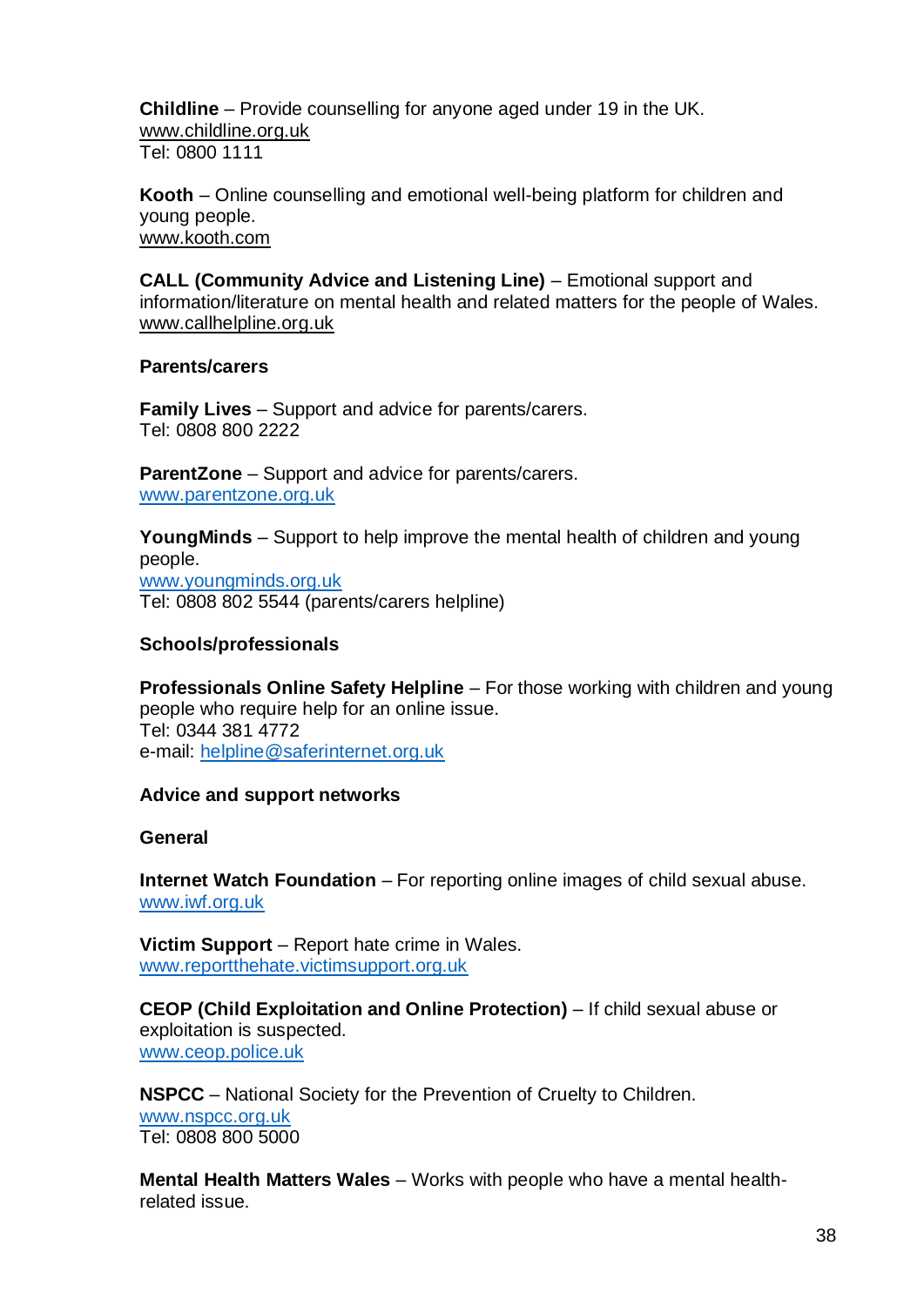**Childline** – Provide counselling for anyone aged under 19 in the UK.
www.childline.org.uk
Tel: 0800 1111

**Kooth** – Online counselling and emotional well-being platform for children and young people.
www.kooth.com

**CALL (Community Advice and Listening Line)** – Emotional support and information/literature on mental health and related matters for the people of Wales.
www.callhelpline.org.uk

**Parents/carers**

**Family Lives** – Support and advice for parents/carers.
Tel: 0808 800 2222

**ParentZone** – Support and advice for parents/carers.
www.parentzone.org.uk

**YoungMinds** – Support to help improve the mental health of children and young people.
www.youngminds.org.uk
Tel: 0808 802 5544 (parents/carers helpline)

**Schools/professionals**

**Professionals Online Safety Helpline** – For those working with children and young people who require help for an online issue.
Tel: 0344 381 4772
e-mail: helpline@saferinternet.org.uk

**Advice and support networks**

**General**

**Internet Watch Foundation** – For reporting online images of child sexual abuse.
www.iwf.org.uk

**Victim Support** – Report hate crime in Wales.
www.reportthehate.victimsupport.org.uk

**CEOP (Child Exploitation and Online Protection)** – If child sexual abuse or exploitation is suspected.
www.ceop.police.uk

**NSPCC** – National Society for the Prevention of Cruelty to Children.
www.nspcc.org.uk
Tel: 0808 800 5000

**Mental Health Matters Wales** – Works with people who have a mental health-related issue.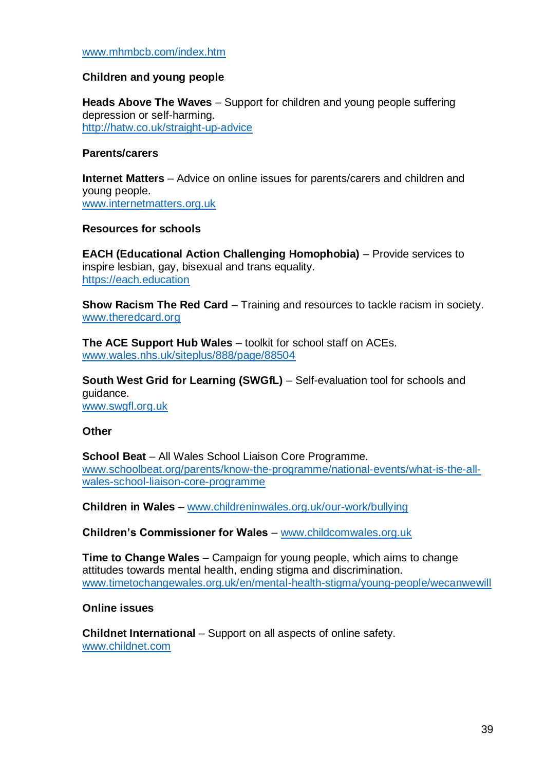www.mhmbcb.com/index.htm

**Children and young people**

**Heads Above The Waves** – Support for children and young people suffering depression or self-harming.
http://hatw.co.uk/straight-up-advice

**Parents/carers**

**Internet Matters** – Advice on online issues for parents/carers and children and young people.
www.internetmatters.org.uk

**Resources for schools**

**EACH (Educational Action Challenging Homophobia)** – Provide services to inspire lesbian, gay, bisexual and trans equality.
https://each.education

**Show Racism The Red Card** – Training and resources to tackle racism in society.
www.theredcard.org

**The ACE Support Hub Wales** – toolkit for school staff on ACEs.
www.wales.nhs.uk/siteplus/888/page/88504

**South West Grid for Learning (SWGfL)** – Self-evaluation tool for schools and guidance.
www.swgfl.org.uk

**Other**

**School Beat** – All Wales School Liaison Core Programme.
www.schoolbeat.org/parents/know-the-programme/national-events/what-is-the-all-wales-school-liaison-core-programme

**Children in Wales** – www.childreninwales.org.uk/our-work/bullying

**Children's Commissioner for Wales** – www.childcomwales.org.uk

**Time to Change Wales** – Campaign for young people, which aims to change attitudes towards mental health, ending stigma and discrimination.
www.timetochangewales.org.uk/en/mental-health-stigma/young-people/wecanwewill

**Online issues**

**Childnet International** – Support on all aspects of online safety.
www.childnet.com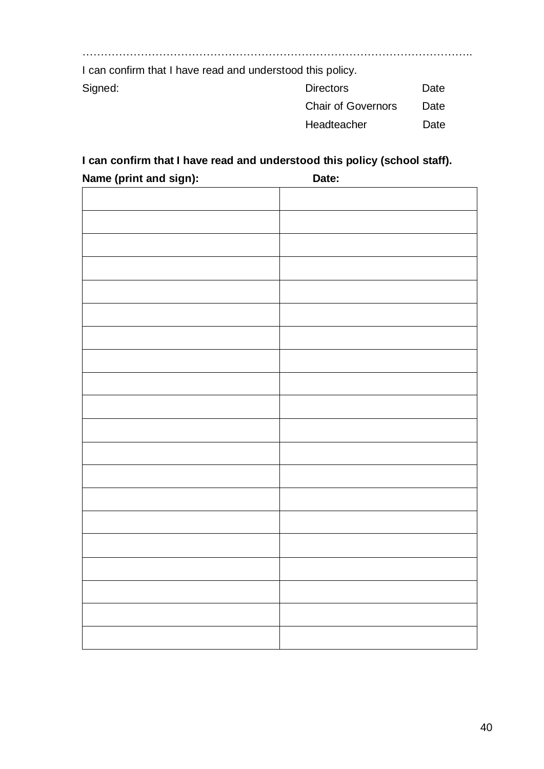…………………………………………………………………………………………….

I can confirm that I have read and understood this policy.

| | | |
|---|---|---|
| Signed: | Directors | Date |
| | Chair of Governors | Date |
| | Headteacher | Date |

**I can confirm that I have read and understood this policy (school staff).**

| **Name (print and sign):** | **Date:** |
|---|---|
| | |
| | |
| | |
| | |
| | |
| | |
| | |
| | |
| | |
| | |
| | |
| | |
| | |
| | |
| | |
| | |
| | |
| | |
| | |
| | |